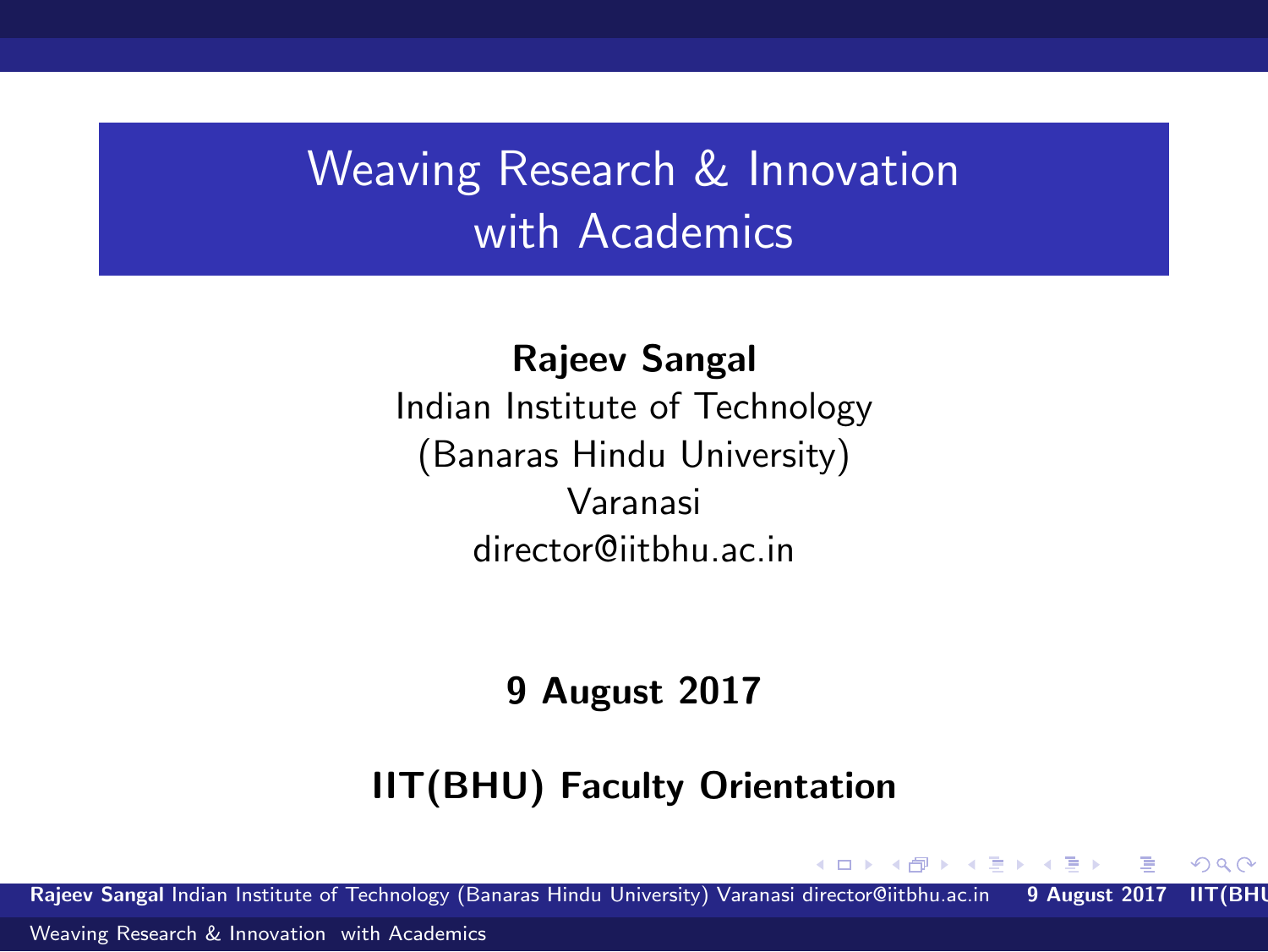# Weaving Research & Innovation with Academics

**Rajeev Sangal**
Indian Institute of Technology
(Banaras Hindu University)
Varanasi
director@iitbhu.ac.in

**9 August 2017**

**IIT(BHU) Faculty Orientation**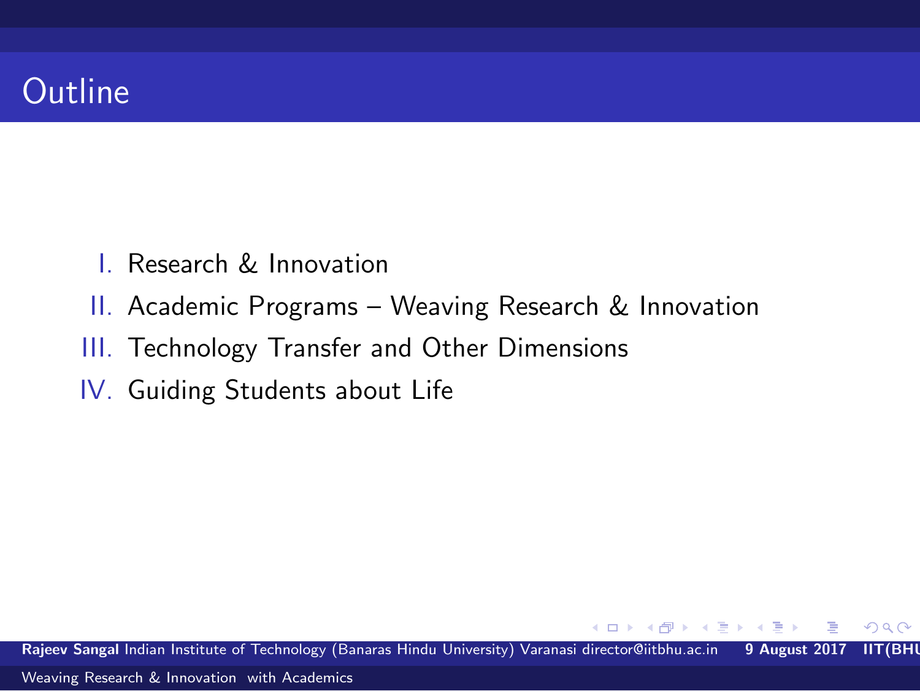# Outline

I. Research & Innovation

II. Academic Programs – Weaving Research & Innovation

III. Technology Transfer and Other Dimensions

IV. Guiding Students about Life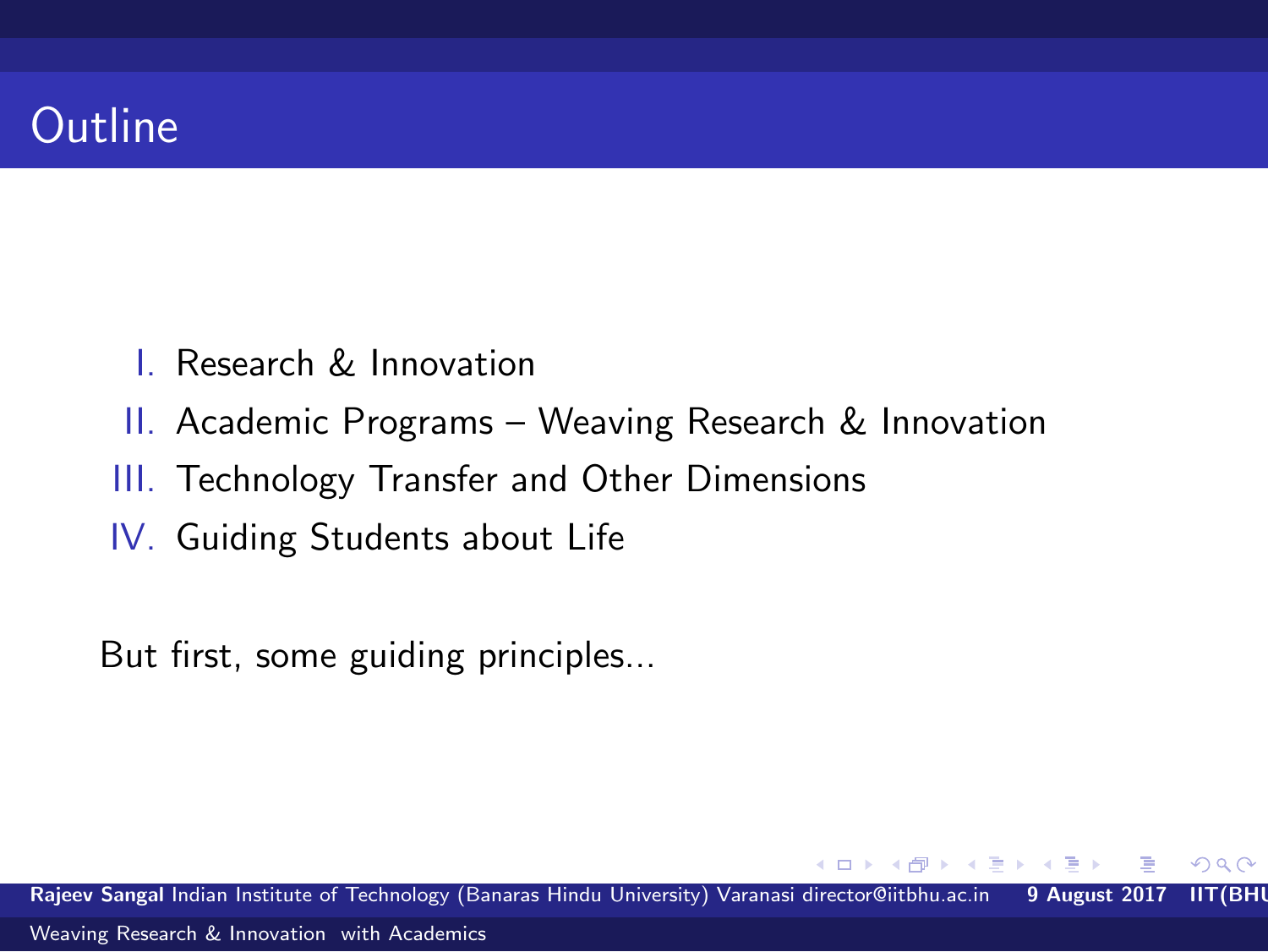# Outline

I. Research & Innovation
II. Academic Programs – Weaving Research & Innovation
III. Technology Transfer and Other Dimensions
IV. Guiding Students about Life

But first, some guiding principles...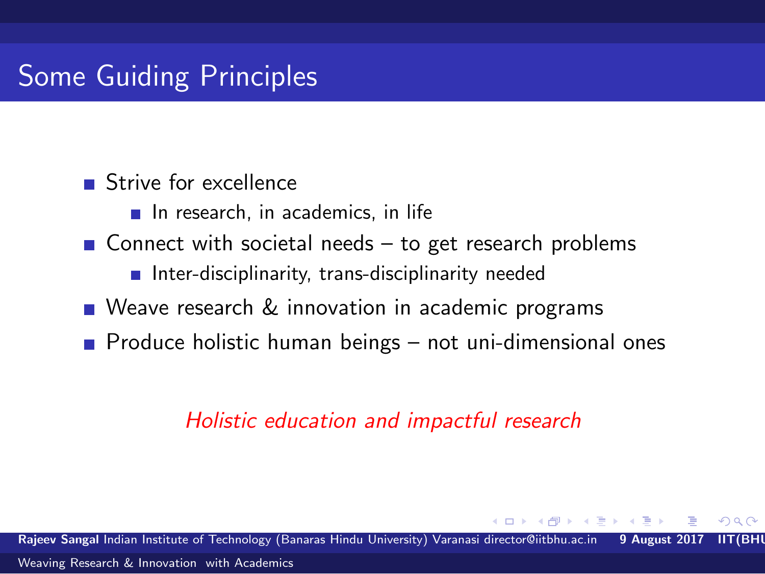# Some Guiding Principles

- Strive for excellence
  - In research, in academics, in life
- Connect with societal needs – to get research problems
  - Inter-disciplinarity, trans-disciplinarity needed
- Weave research & innovation in academic programs
- Produce holistic human beings – not uni-dimensional ones

*Holistic education and impactful research*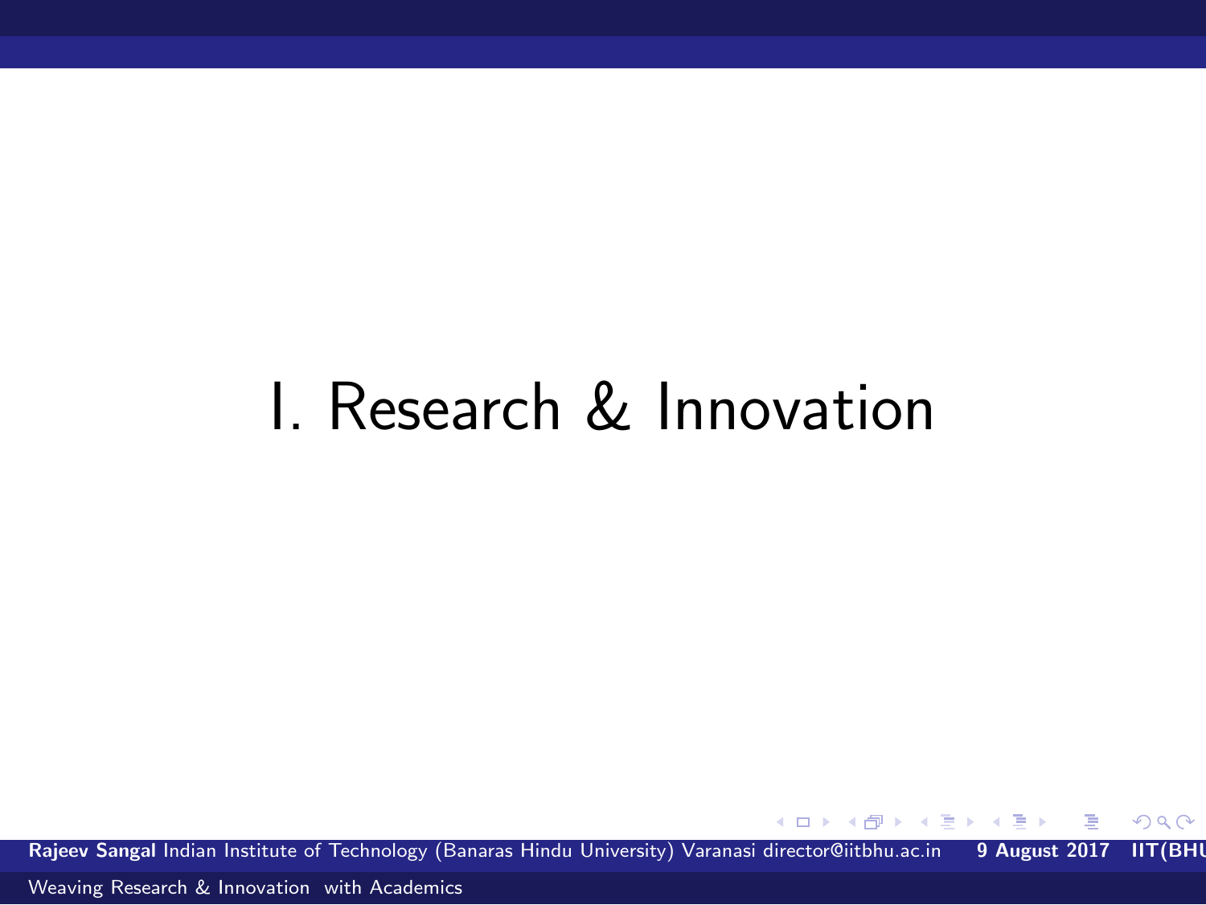# I. Research & Innovation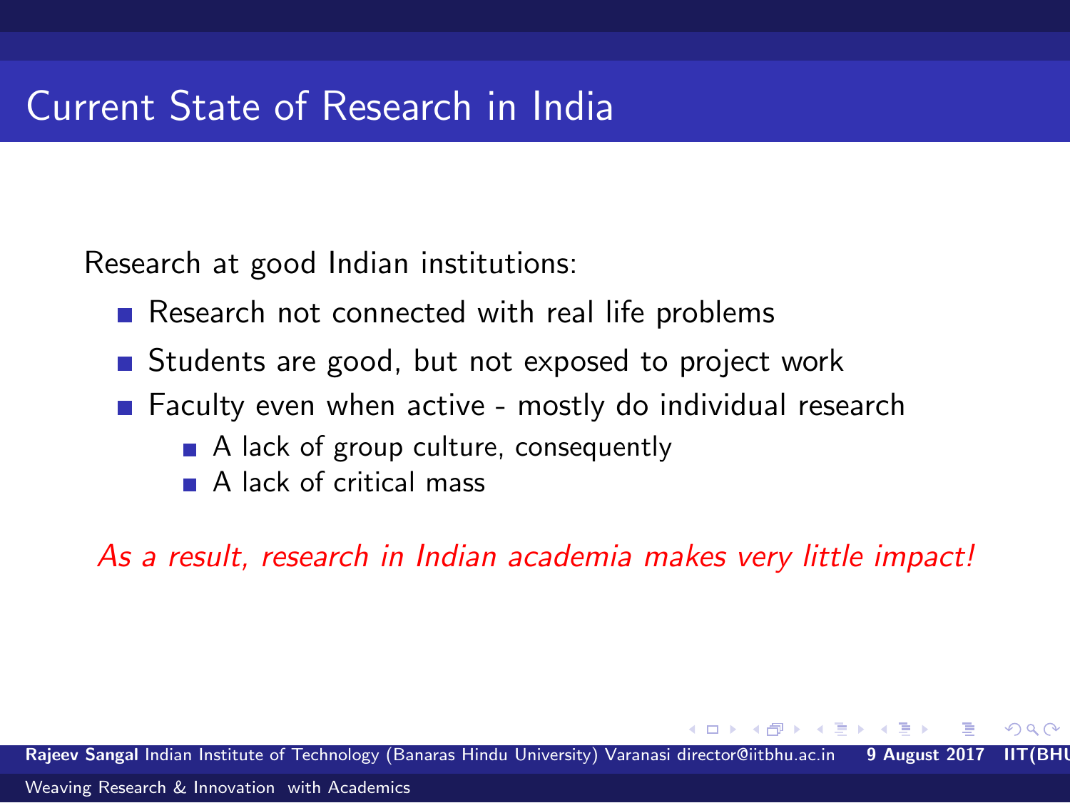# Current State of Research in India

Research at good Indian institutions:

- Research not connected with real life problems
- Students are good, but not exposed to project work
- Faculty even when active - mostly do individual research
  - A lack of group culture, consequently
  - A lack of critical mass

*As a result, research in Indian academia makes very little impact!*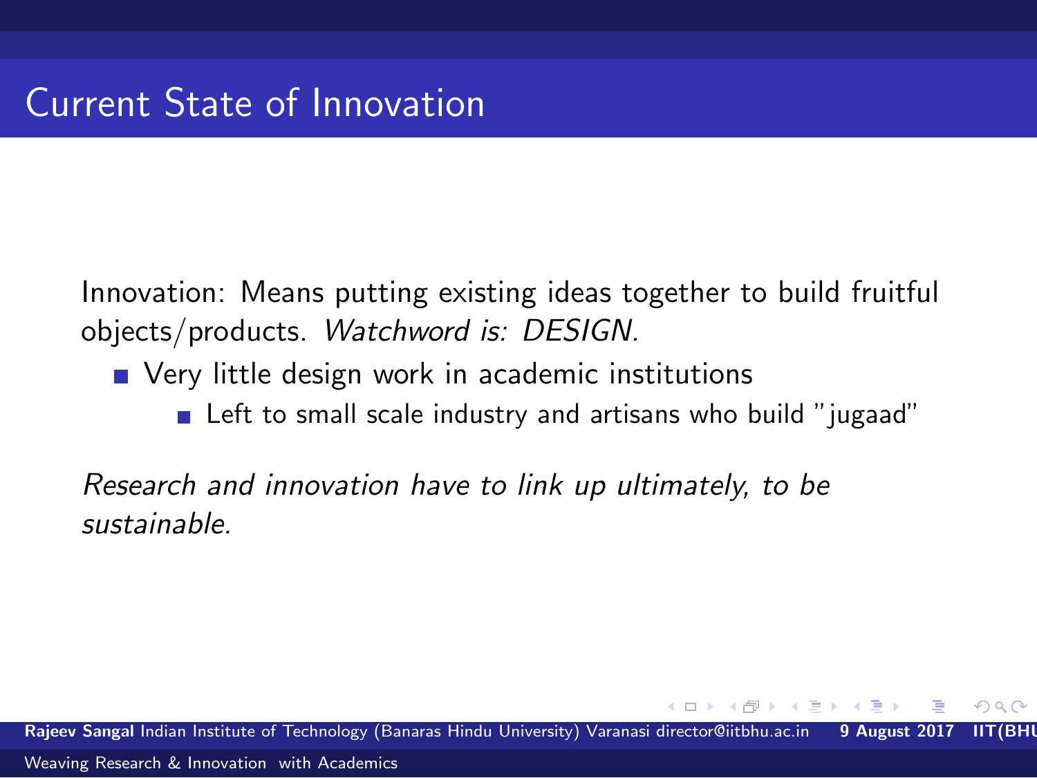# Current State of Innovation

Innovation: Means putting existing ideas together to build fruitful objects/products. *Watchword is: DESIGN.*

- Very little design work in academic institutions
  - Left to small scale industry and artisans who build "jugaad"

*Research and innovation have to link up ultimately, to be sustainable.*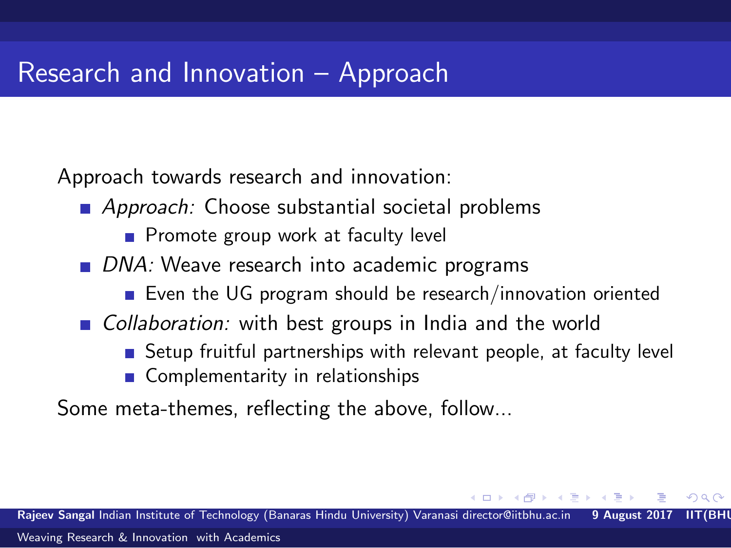# Research and Innovation – Approach

Approach towards research and innovation:

- *Approach:* Choose substantial societal problems
  - Promote group work at faculty level
- *DNA:* Weave research into academic programs
  - Even the UG program should be research/innovation oriented
- *Collaboration:* with best groups in India and the world
  - Setup fruitful partnerships with relevant people, at faculty level
  - Complementarity in relationships

Some meta-themes, reflecting the above, follow...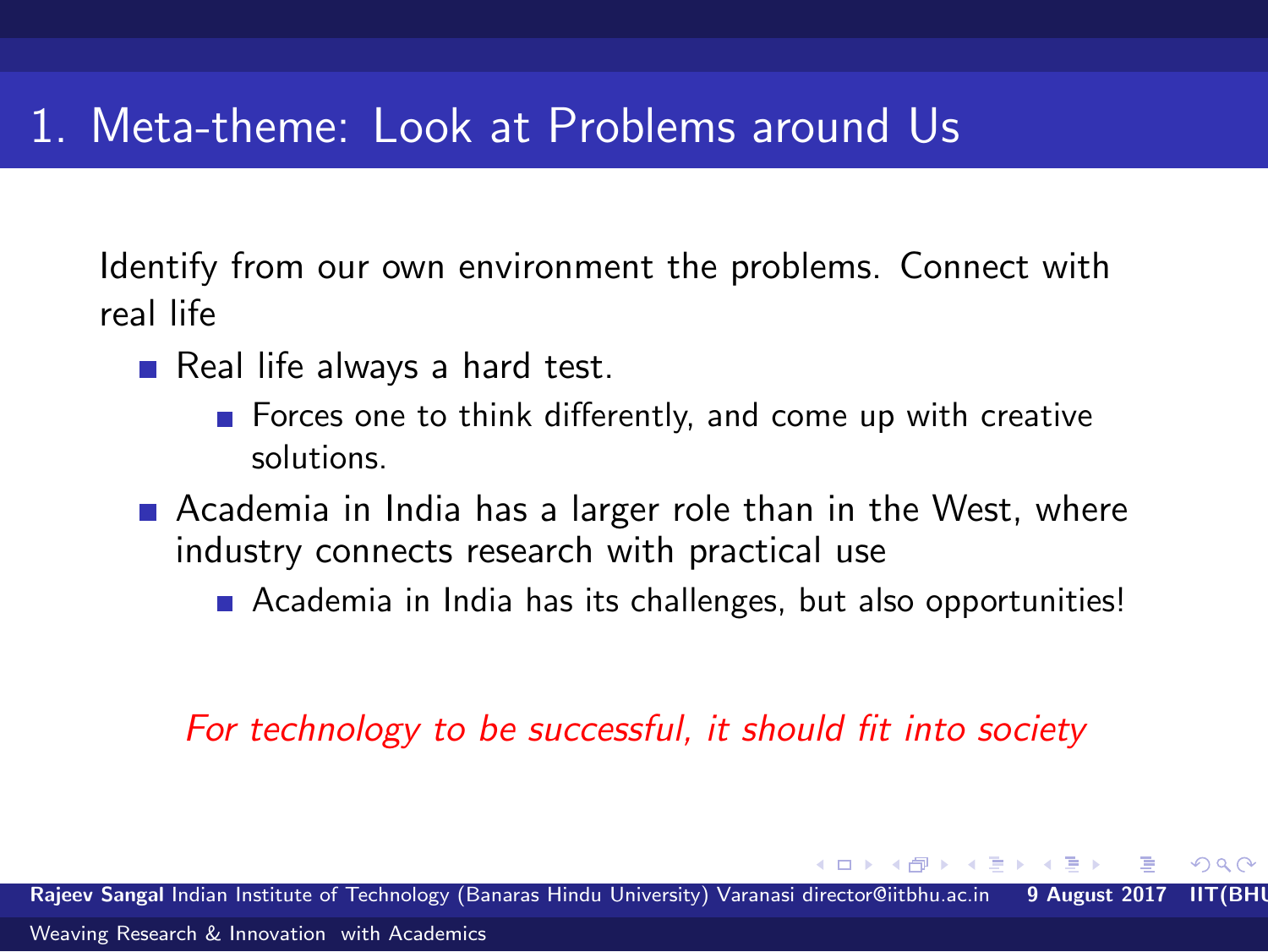# 1. Meta-theme: Look at Problems around Us

Identify from our own environment the problems. Connect with real life

- Real life always a hard test.
  - Forces one to think differently, and come up with creative solutions.
- Academia in India has a larger role than in the West, where industry connects research with practical use
  - Academia in India has its challenges, but also opportunities!

*For technology to be successful, it should fit into society*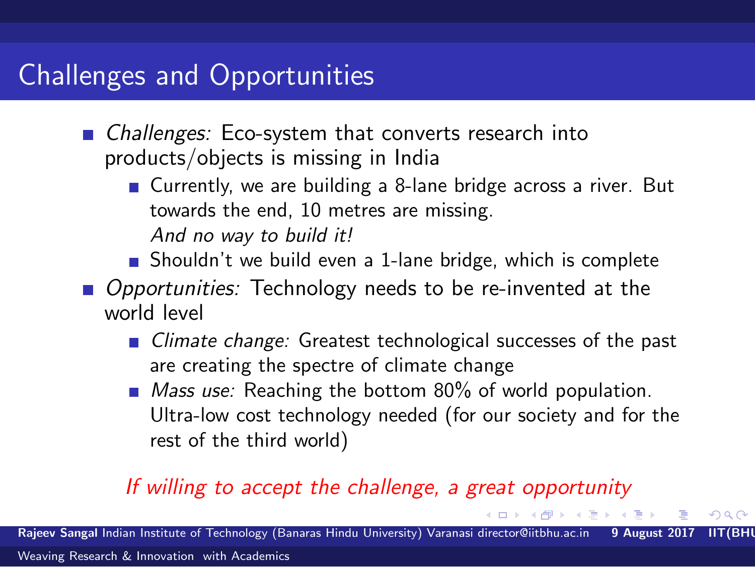# Challenges and Opportunities

- *Challenges:* Eco-system that converts research into products/objects is missing in India
  - Currently, we are building a 8-lane bridge across a river. But towards the end, 10 metres are missing.
    *And no way to build it!*
  - Shouldn't we build even a 1-lane bridge, which is complete
- *Opportunities:* Technology needs to be re-invented at the world level
  - *Climate change:* Greatest technological successes of the past are creating the spectre of climate change
  - *Mass use:* Reaching the bottom 80% of world population. Ultra-low cost technology needed (for our society and for the rest of the third world)

*If willing to accept the challenge, a great opportunity*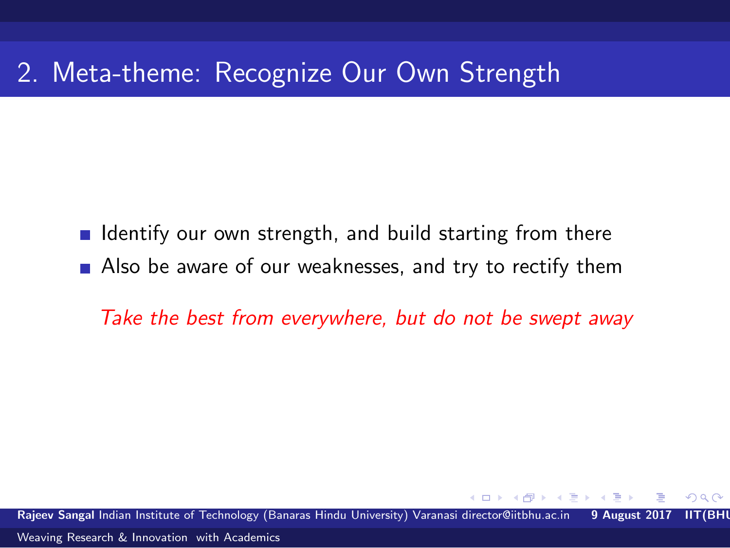# 2. Meta-theme: Recognize Our Own Strength

- Identify our own strength, and build starting from there
- Also be aware of our weaknesses, and try to rectify them

*Take the best from everywhere, but do not be swept away*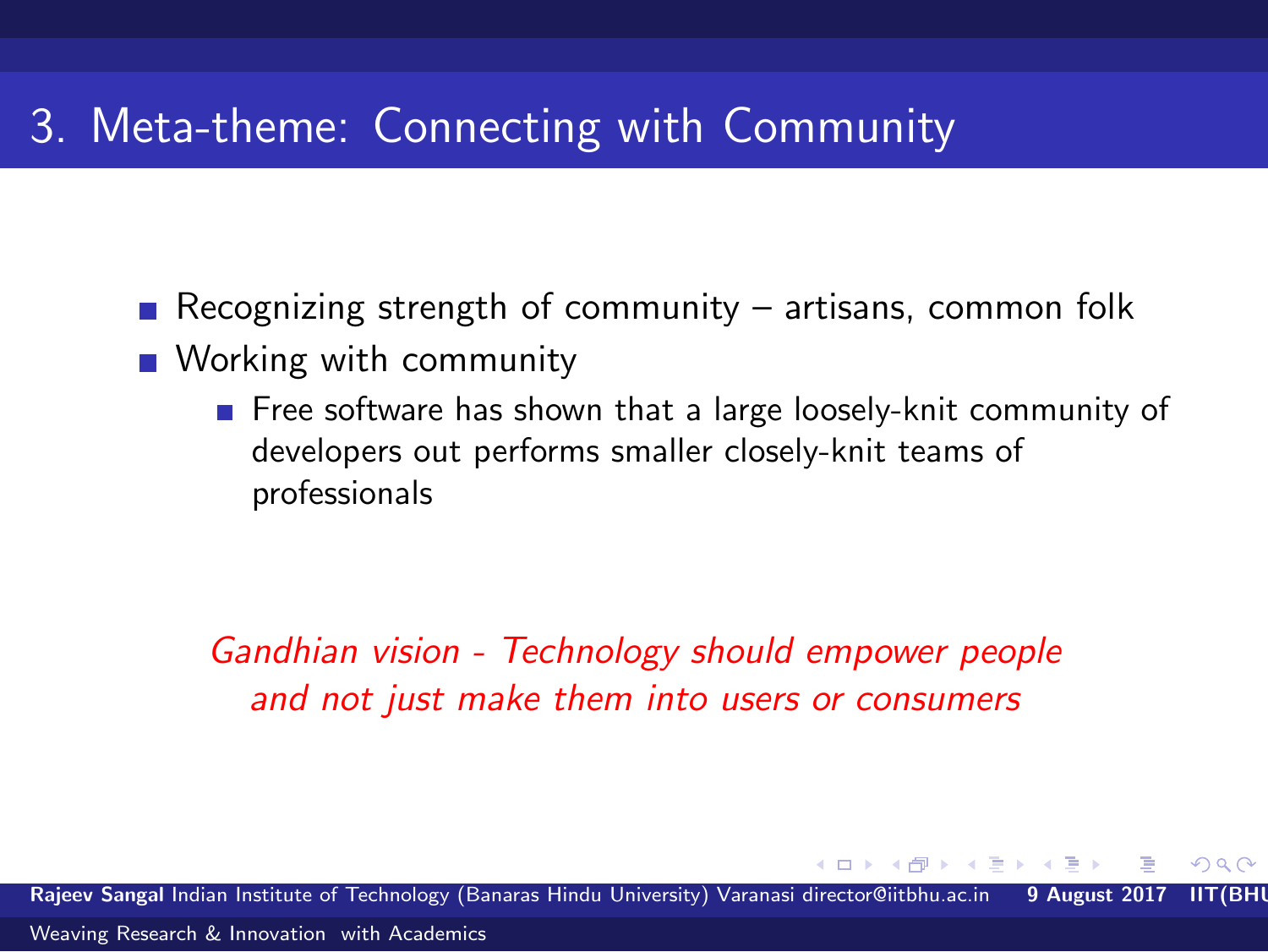# 3. Meta-theme: Connecting with Community

- Recognizing strength of community – artisans, common folk
- Working with community
  - Free software has shown that a large loosely-knit community of developers out performs smaller closely-knit teams of professionals

*Gandhian vision - Technology should empower people and not just make them into users or consumers*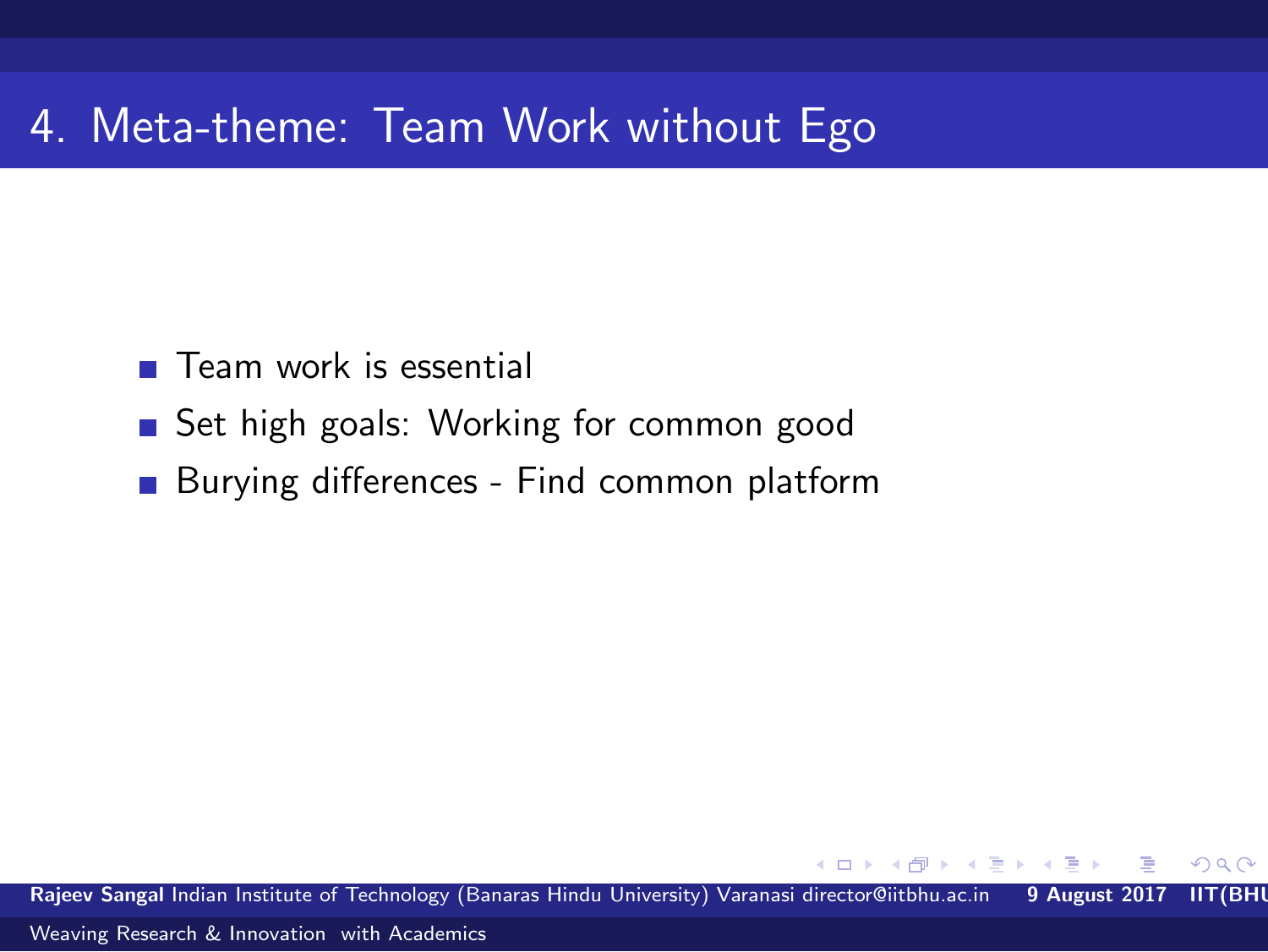# 4. Meta-theme: Team Work without Ego

- Team work is essential
- Set high goals: Working for common good
- Burying differences - Find common platform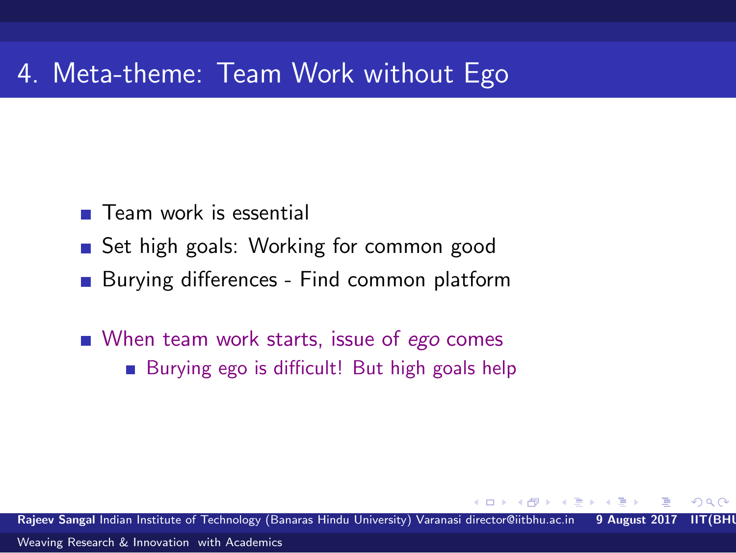# 4. Meta-theme: Team Work without Ego

- Team work is essential
- Set high goals: Working for common good
- Burying differences - Find common platform

- When team work starts, issue of *ego* comes
  - Burying ego is difficult! But high goals help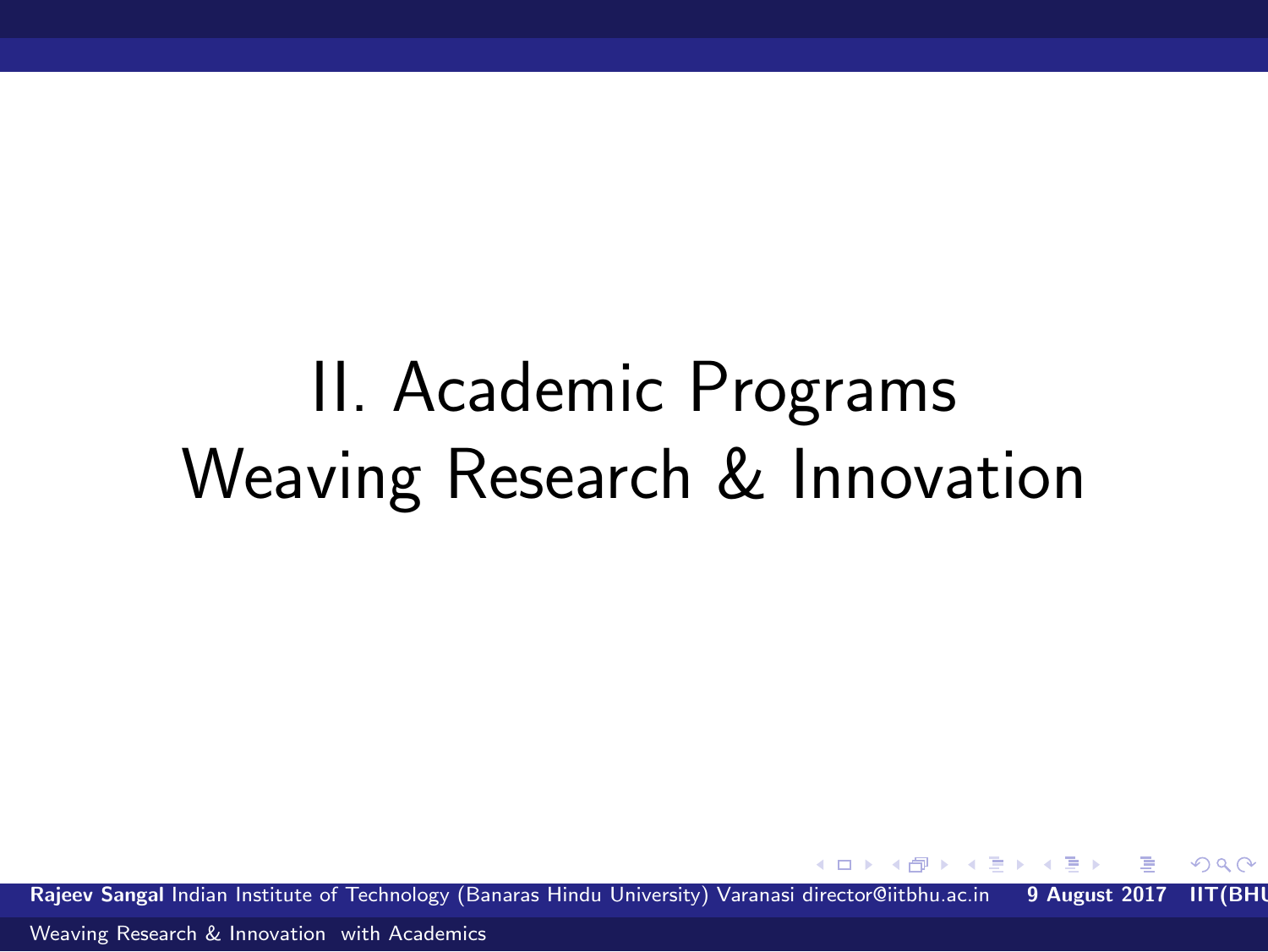# II. Academic Programs
# Weaving Research & Innovation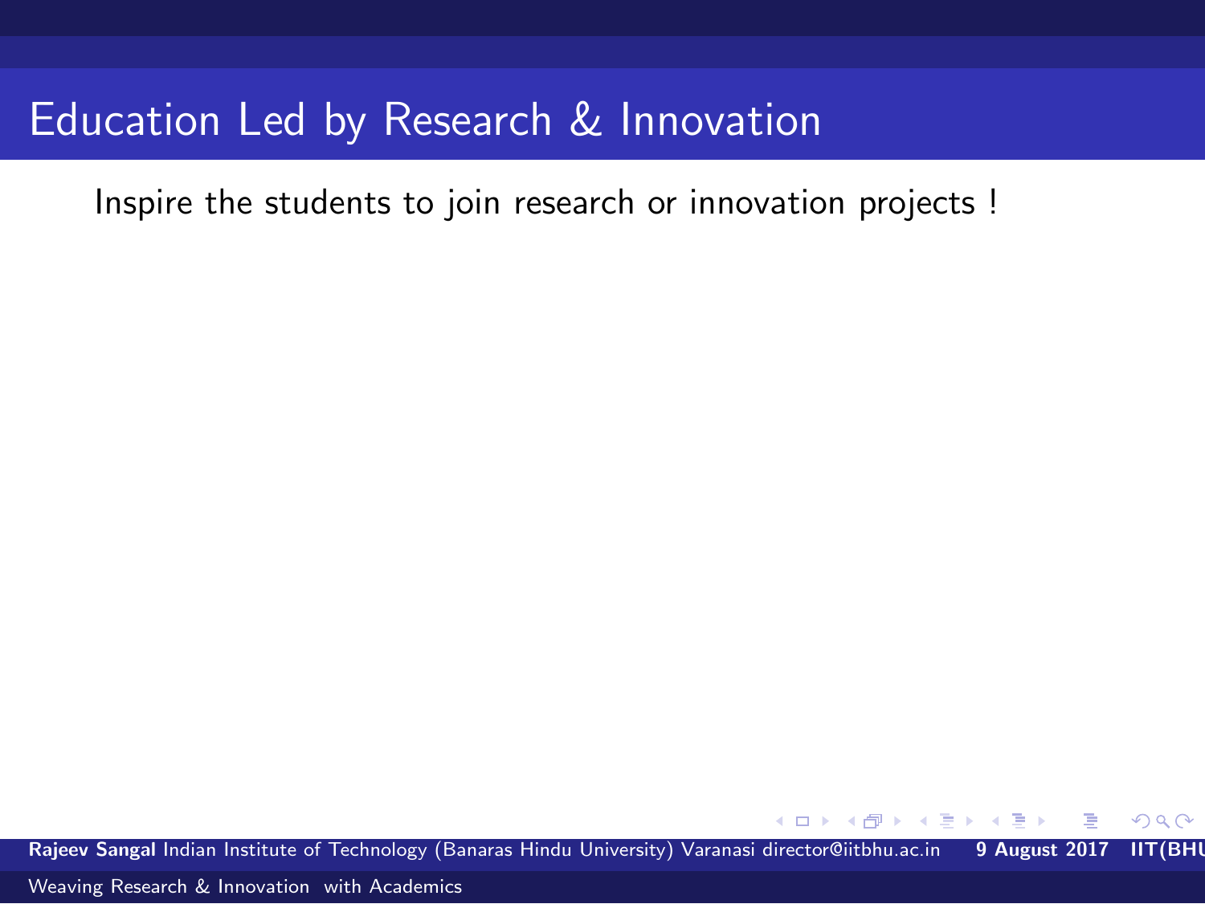# Education Led by Research & Innovation

Inspire the students to join research or innovation projects !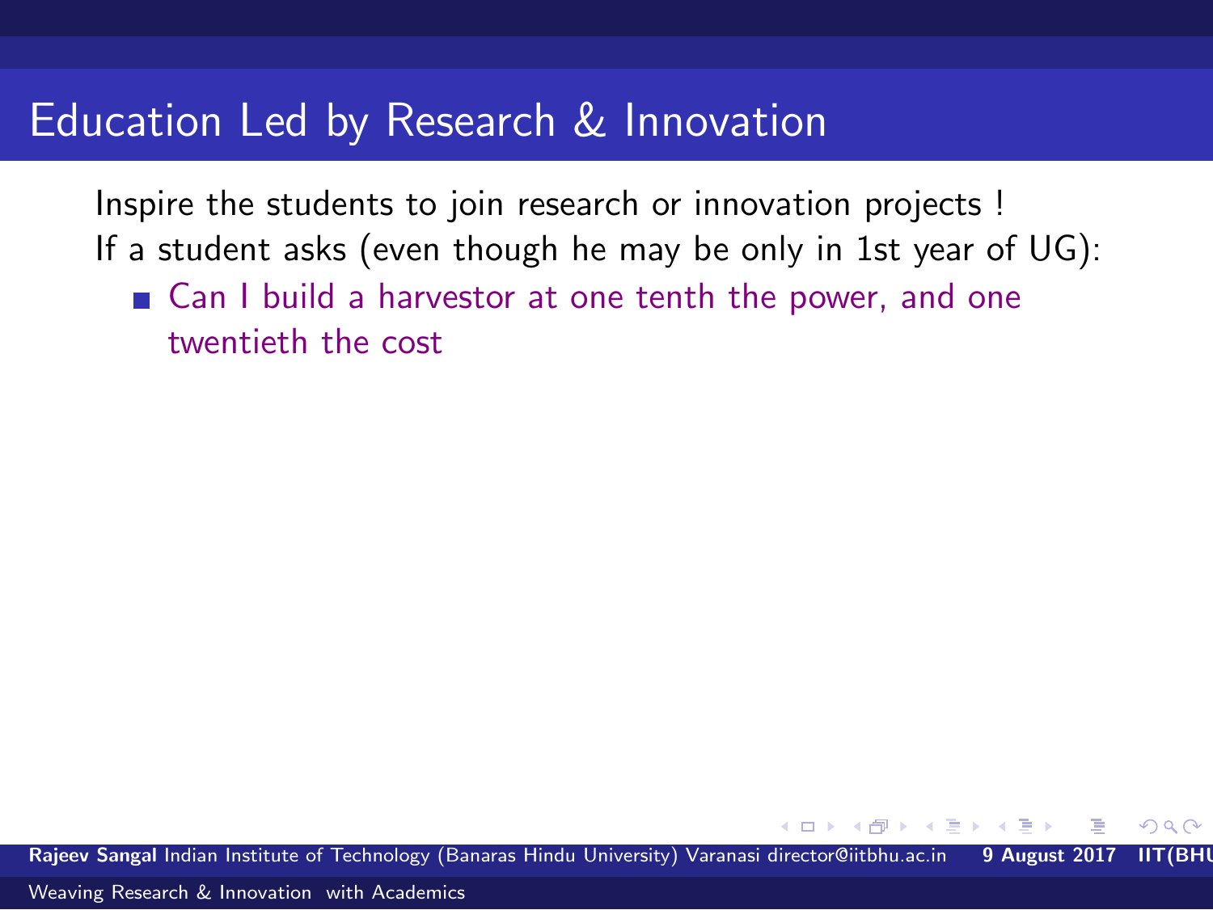# Education Led by Research & Innovation

Inspire the students to join research or innovation projects !

If a student asks (even though he may be only in 1st year of UG):

- Can I build a harvestor at one tenth the power, and one twentieth the cost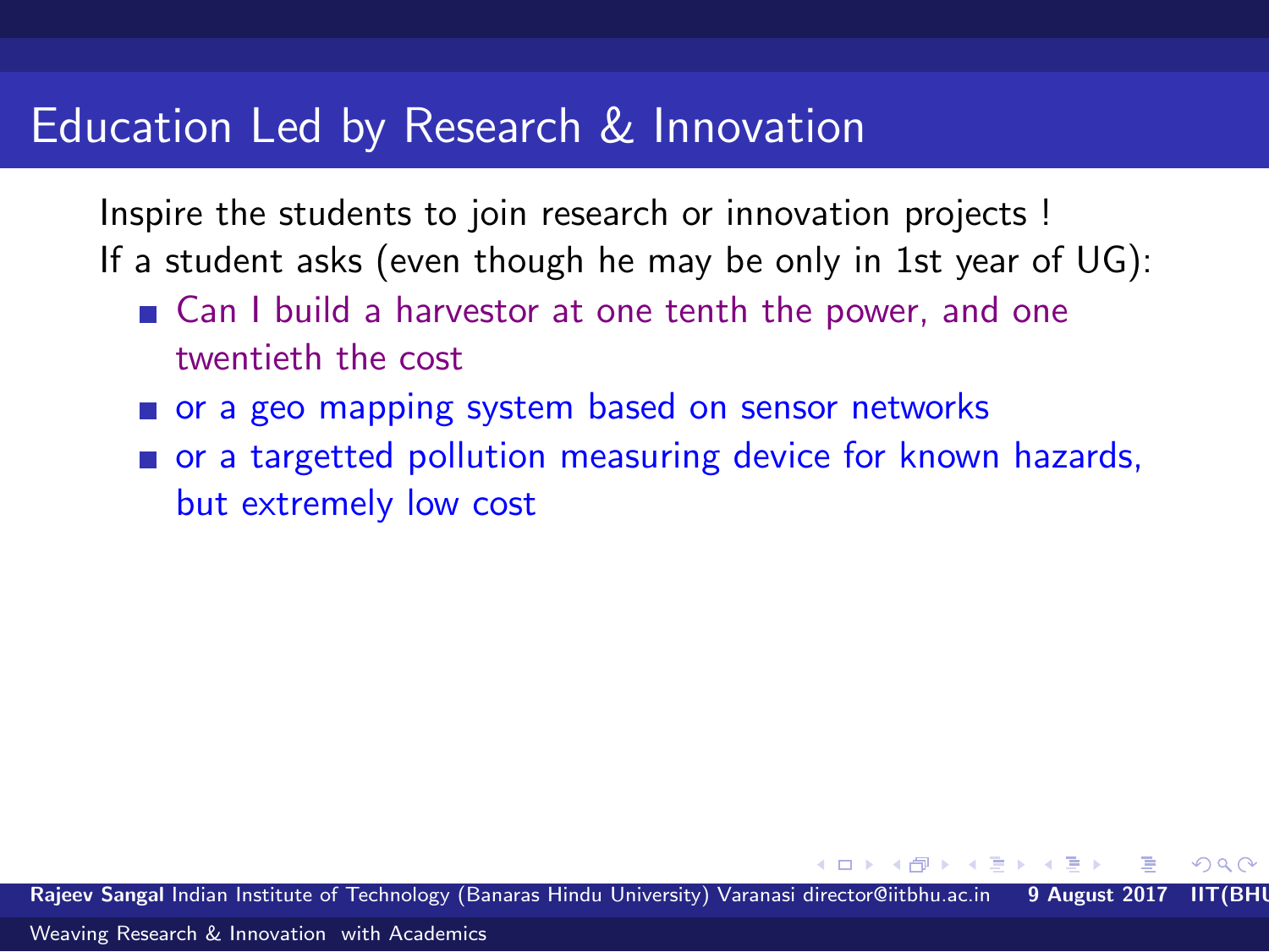# Education Led by Research & Innovation

Inspire the students to join research or innovation projects !

If a student asks (even though he may be only in 1st year of UG):

- Can I build a harvestor at one tenth the power, and one twentieth the cost
- or a geo mapping system based on sensor networks
- or a targetted pollution measuring device for known hazards, but extremely low cost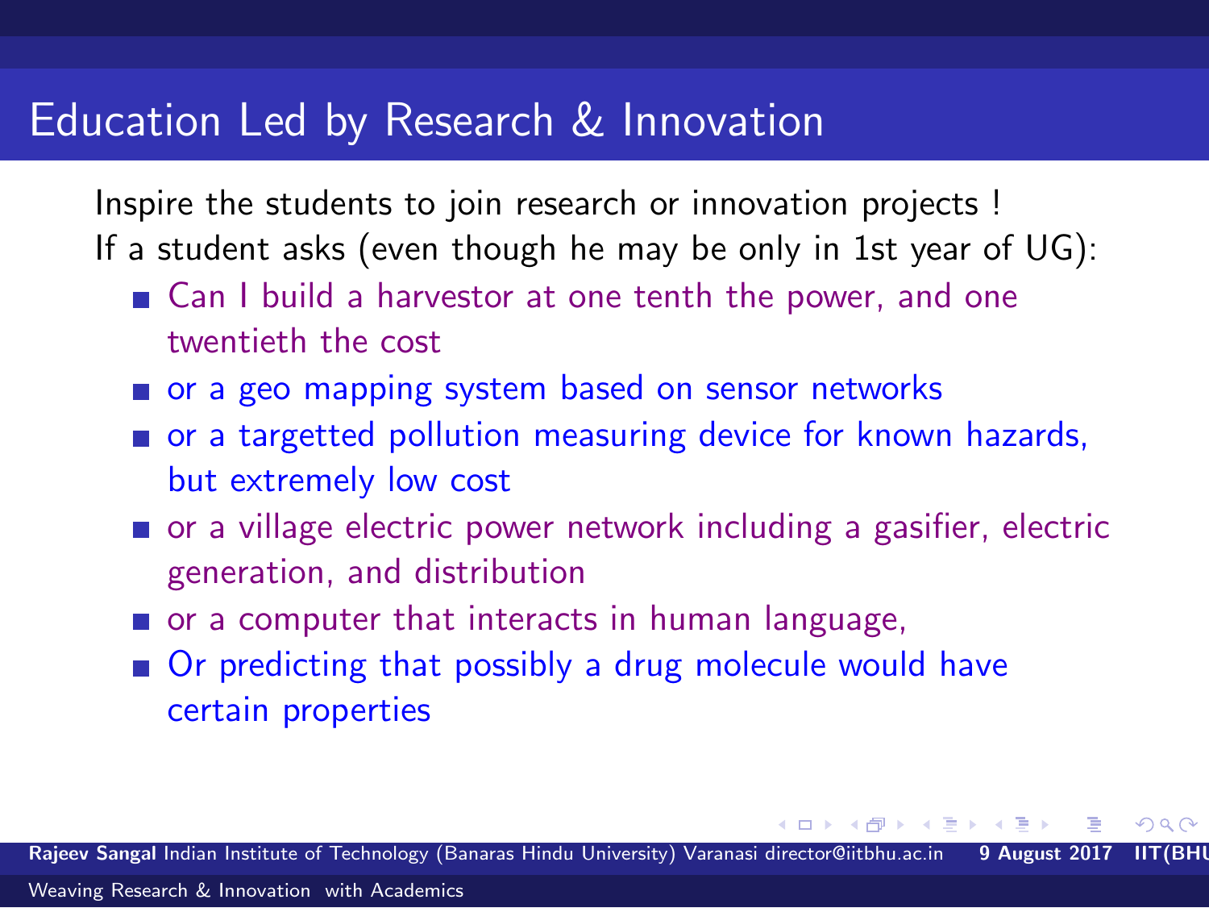# Education Led by Research & Innovation

Inspire the students to join research or innovation projects !

If a student asks (even though he may be only in 1st year of UG):

- Can I build a harvestor at one tenth the power, and one twentieth the cost
- or a geo mapping system based on sensor networks
- or a targetted pollution measuring device for known hazards, but extremely low cost
- or a village electric power network including a gasifier, electric generation, and distribution
- or a computer that interacts in human language,
- Or predicting that possibly a drug molecule would have certain properties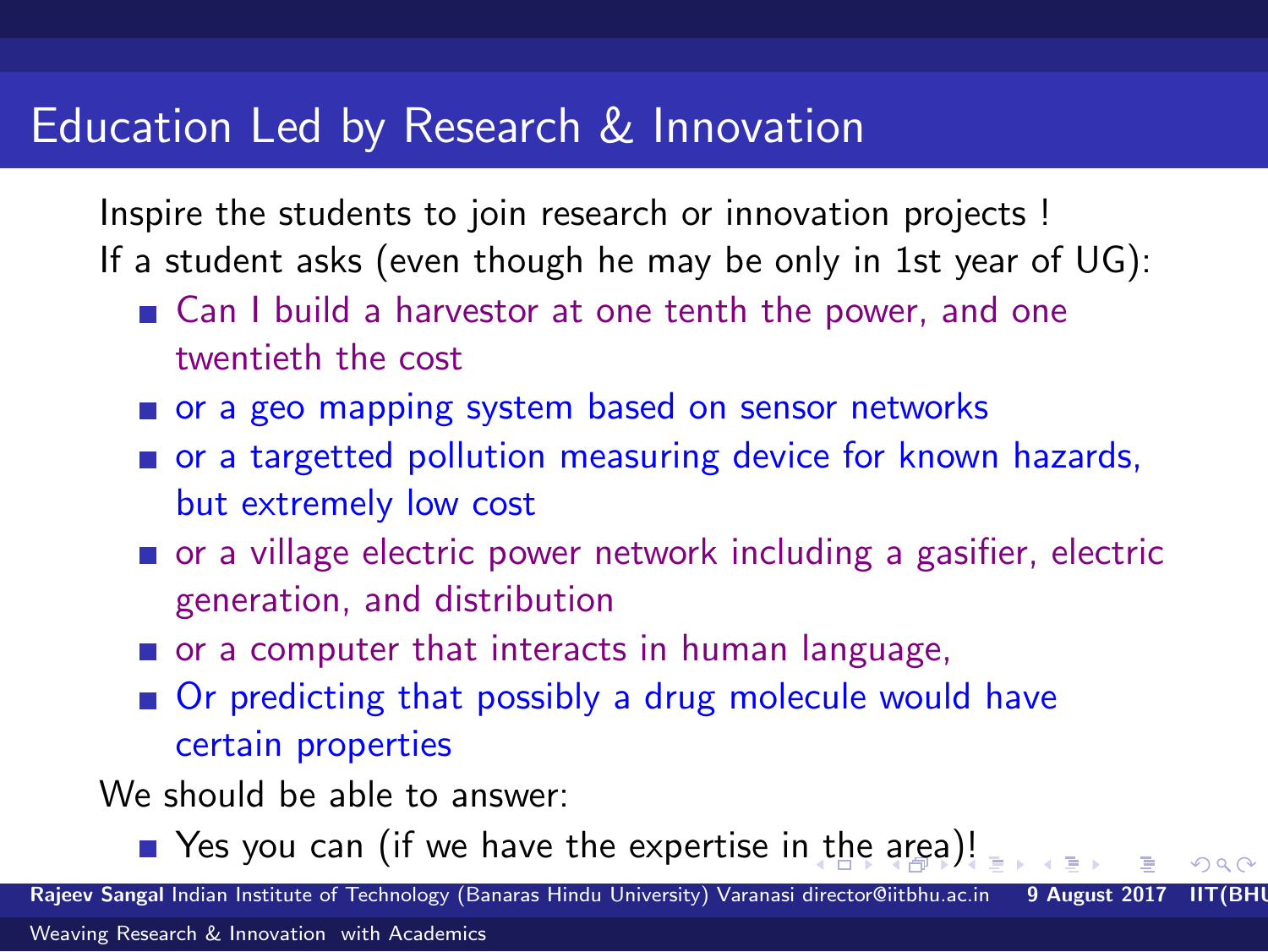# Education Led by Research & Innovation

Inspire the students to join research or innovation projects !

If a student asks (even though he may be only in 1st year of UG):

- Can I build a harvestor at one tenth the power, and one twentieth the cost
- or a geo mapping system based on sensor networks
- or a targetted pollution measuring device for known hazards, but extremely low cost
- or a village electric power network including a gasifier, electric generation, and distribution
- or a computer that interacts in human language,
- Or predicting that possibly a drug molecule would have certain properties

We should be able to answer:

- Yes you can (if we have the expertise in the area)!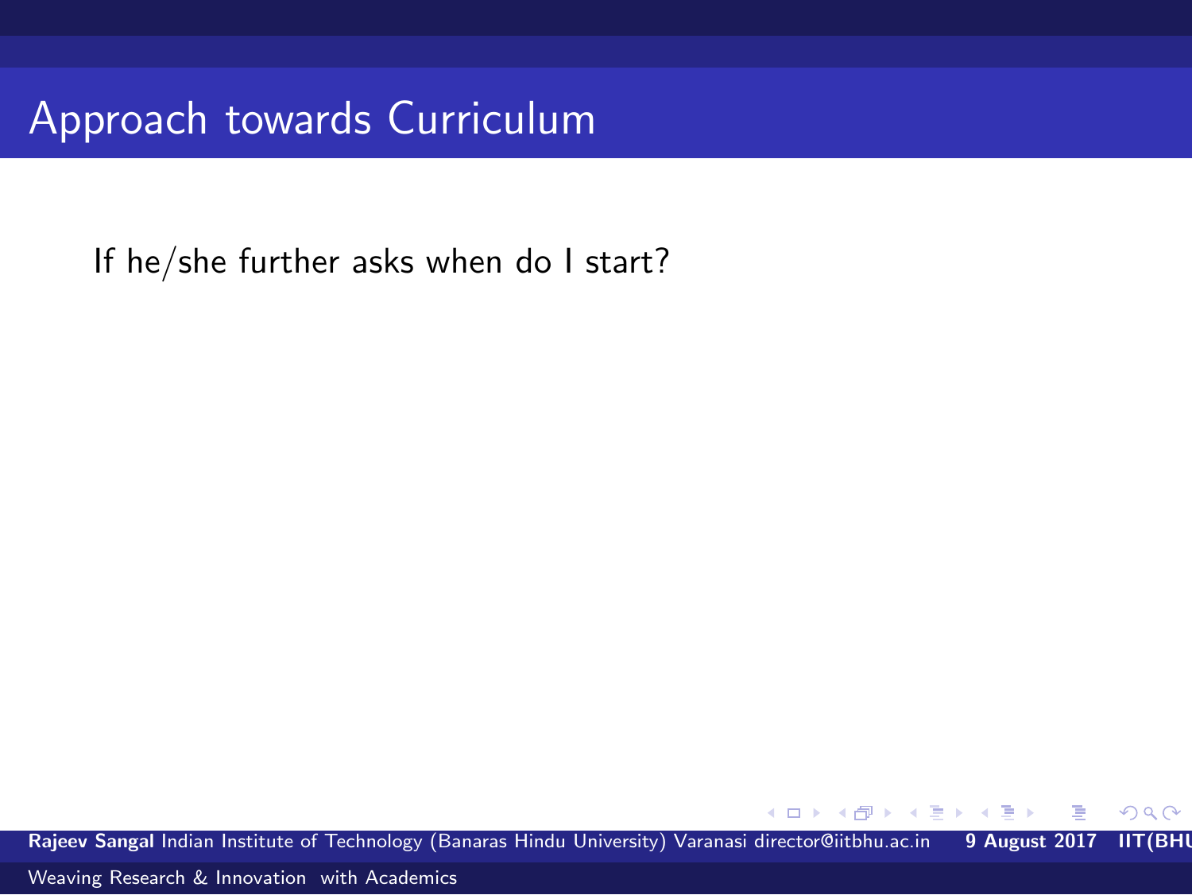# Approach towards Curriculum

If he/she further asks when do I start?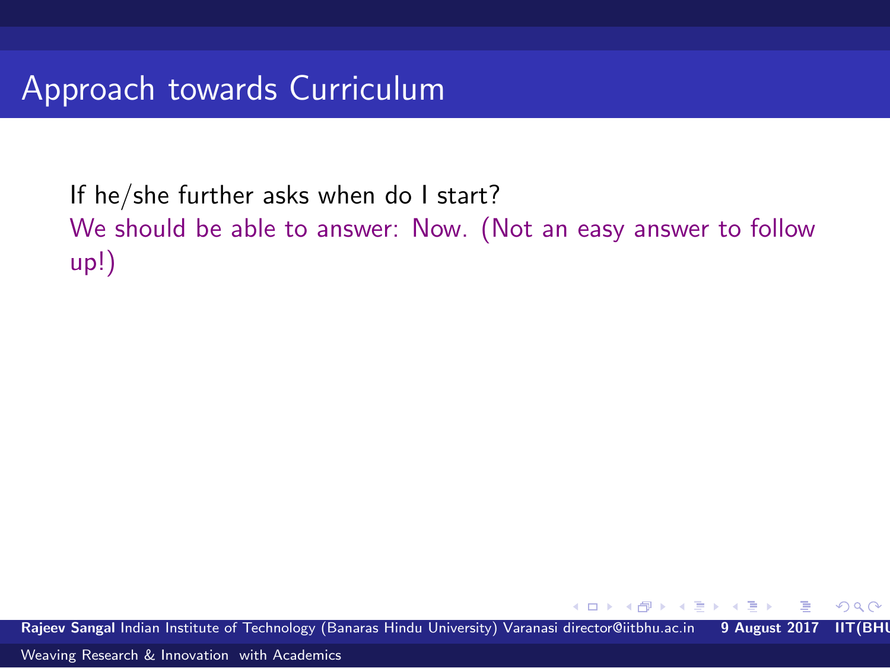# Approach towards Curriculum

If he/she further asks when do I start?

We should be able to answer: Now. (Not an easy answer to follow up!)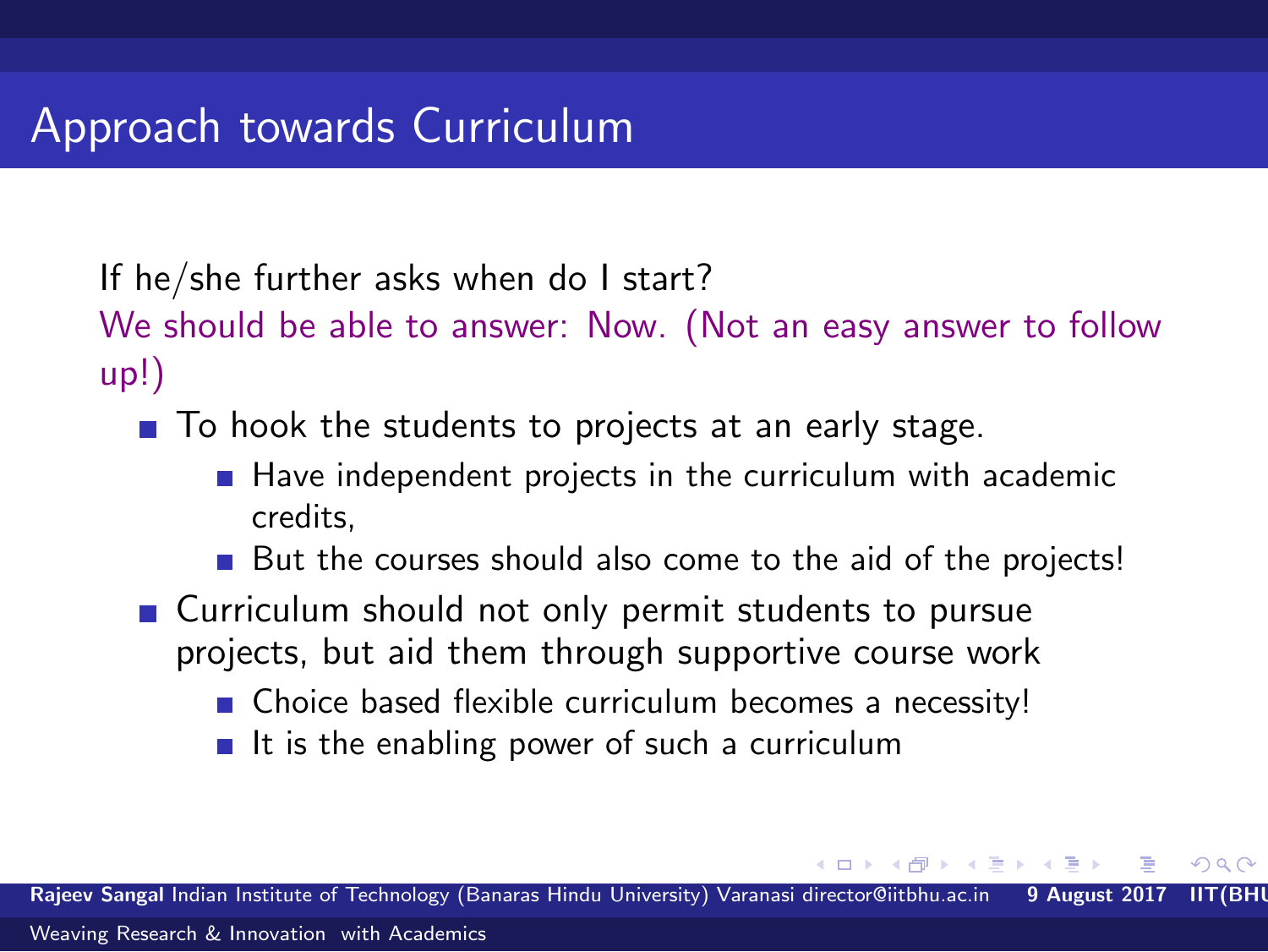# Approach towards Curriculum

If he/she further asks when do I start?

We should be able to answer: Now. (Not an easy answer to follow up!)

- To hook the students to projects at an early stage.
  - Have independent projects in the curriculum with academic credits,
  - But the courses should also come to the aid of the projects!
- Curriculum should not only permit students to pursue projects, but aid them through supportive course work
  - Choice based flexible curriculum becomes a necessity!
  - It is the enabling power of such a curriculum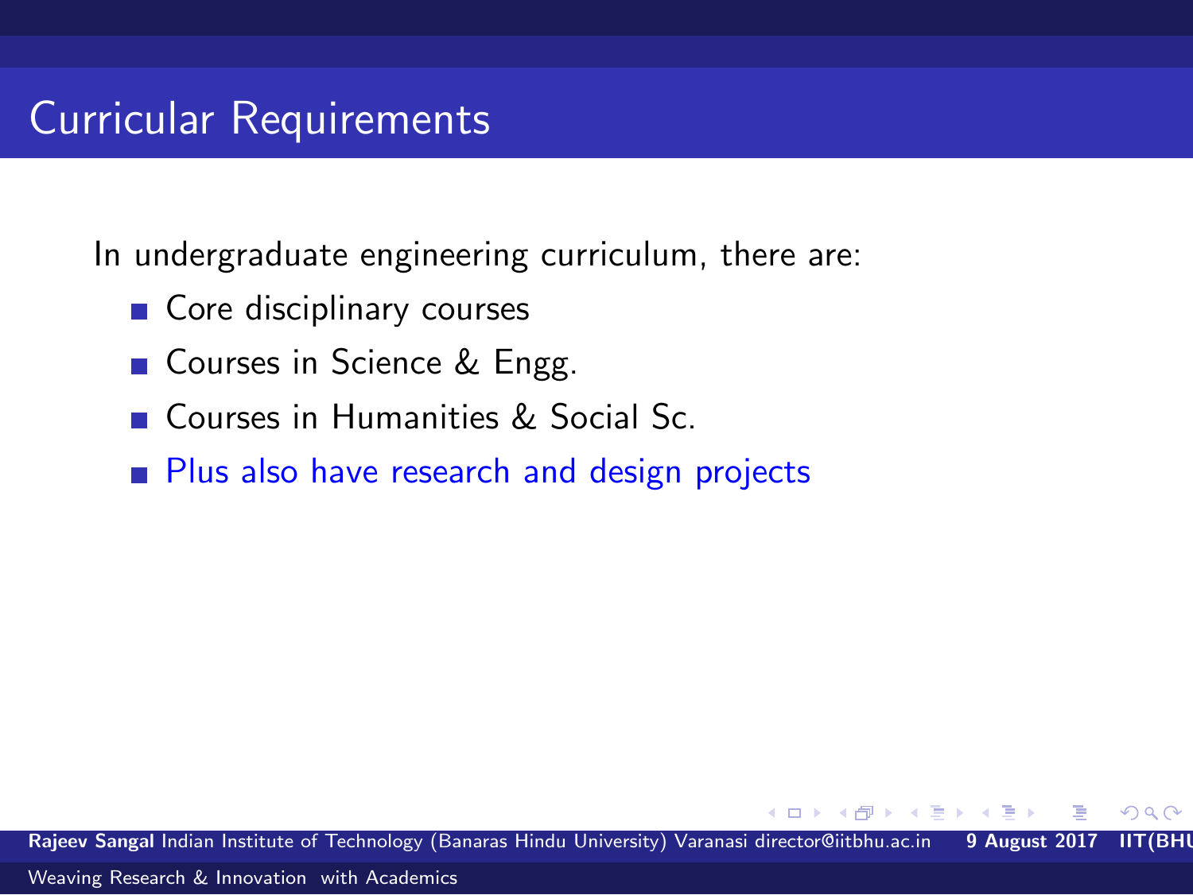# Curricular Requirements

In undergraduate engineering curriculum, there are:

- Core disciplinary courses
- Courses in Science & Engg.
- Courses in Humanities & Social Sc.
- Plus also have research and design projects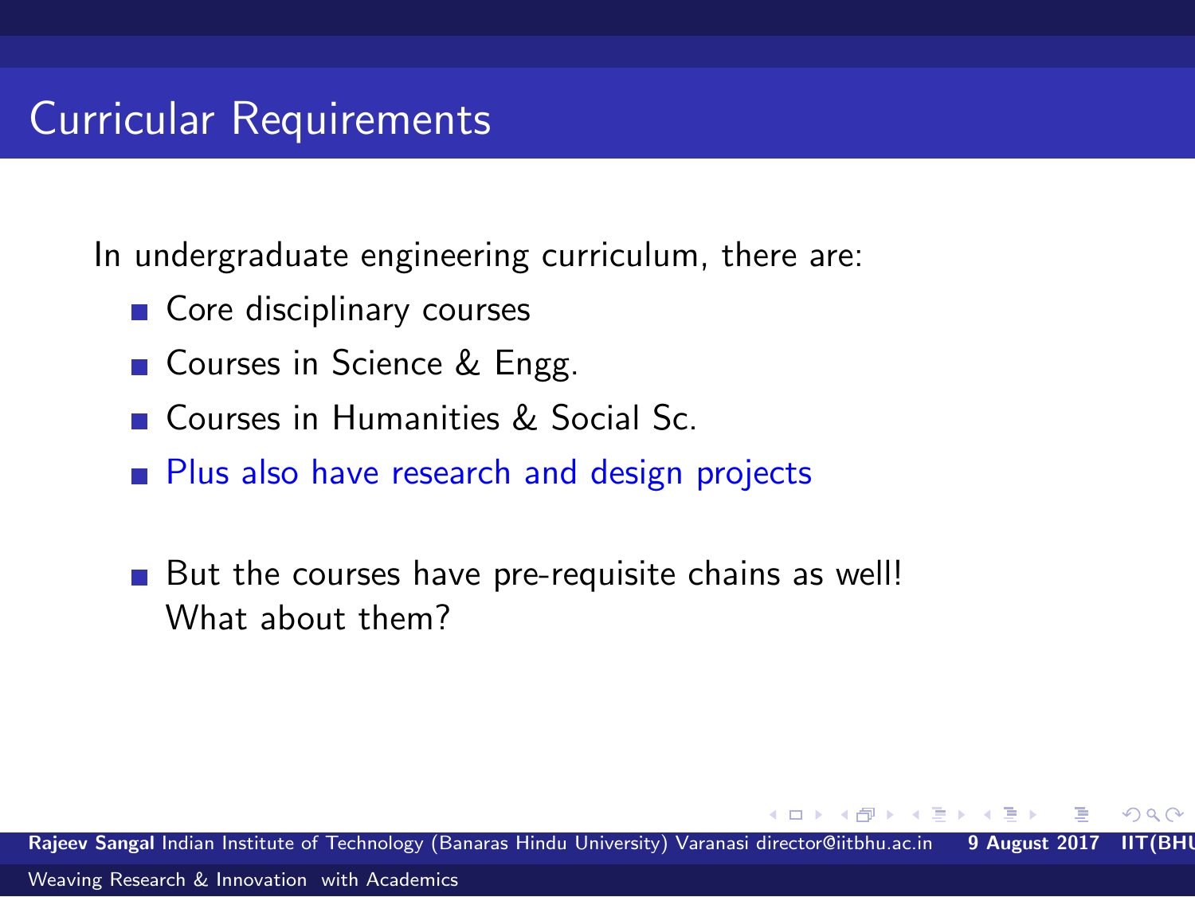# Curricular Requirements

In undergraduate engineering curriculum, there are:

- Core disciplinary courses
- Courses in Science & Engg.
- Courses in Humanities & Social Sc.
- Plus also have research and design projects

- But the courses have pre-requisite chains as well! What about them?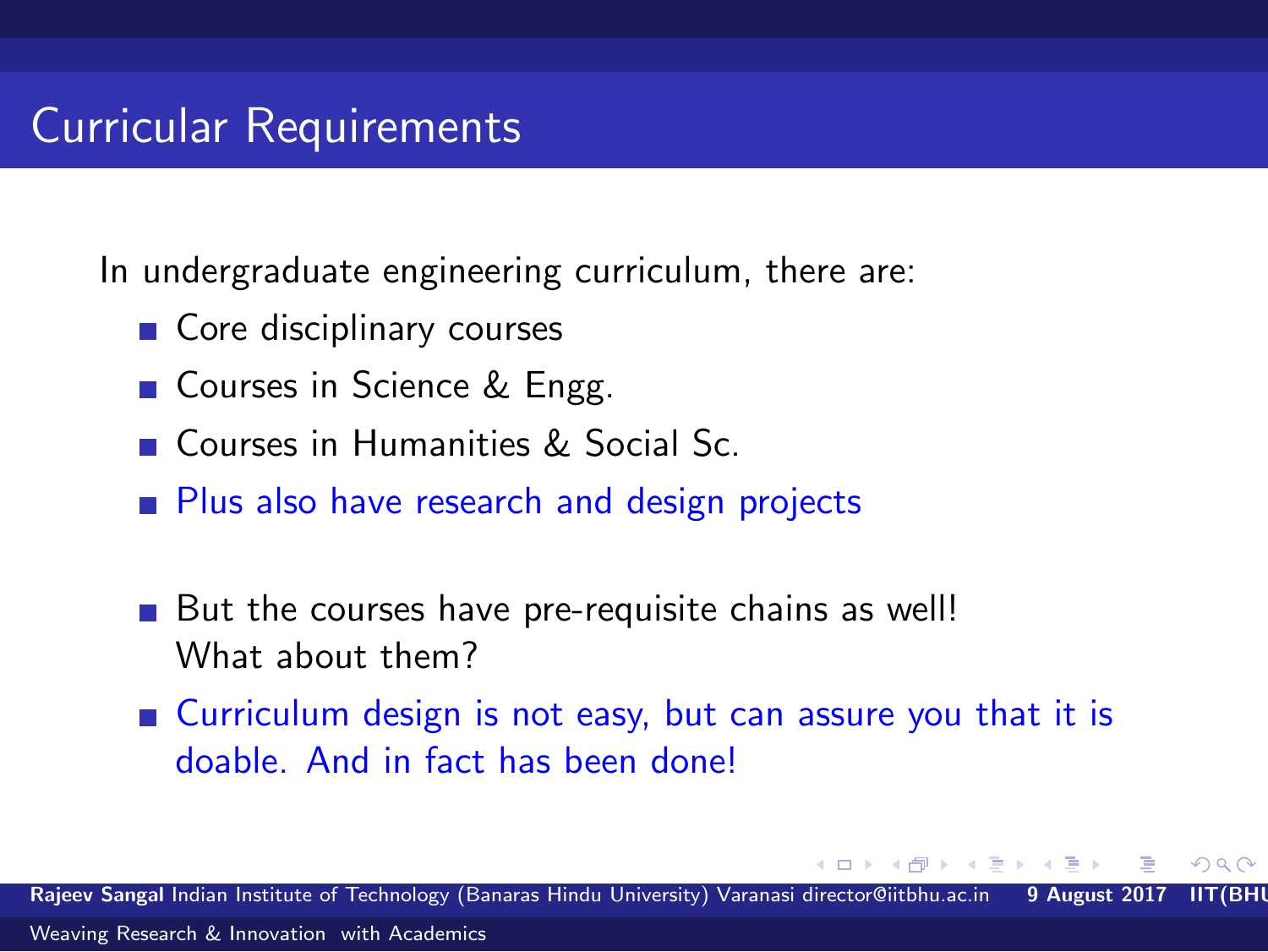# Curricular Requirements

In undergraduate engineering curriculum, there are:

- Core disciplinary courses
- Courses in Science & Engg.
- Courses in Humanities & Social Sc.
- Plus also have research and design projects

- But the courses have pre-requisite chains as well! What about them?
- Curriculum design is not easy, but can assure you that it is doable. And in fact has been done!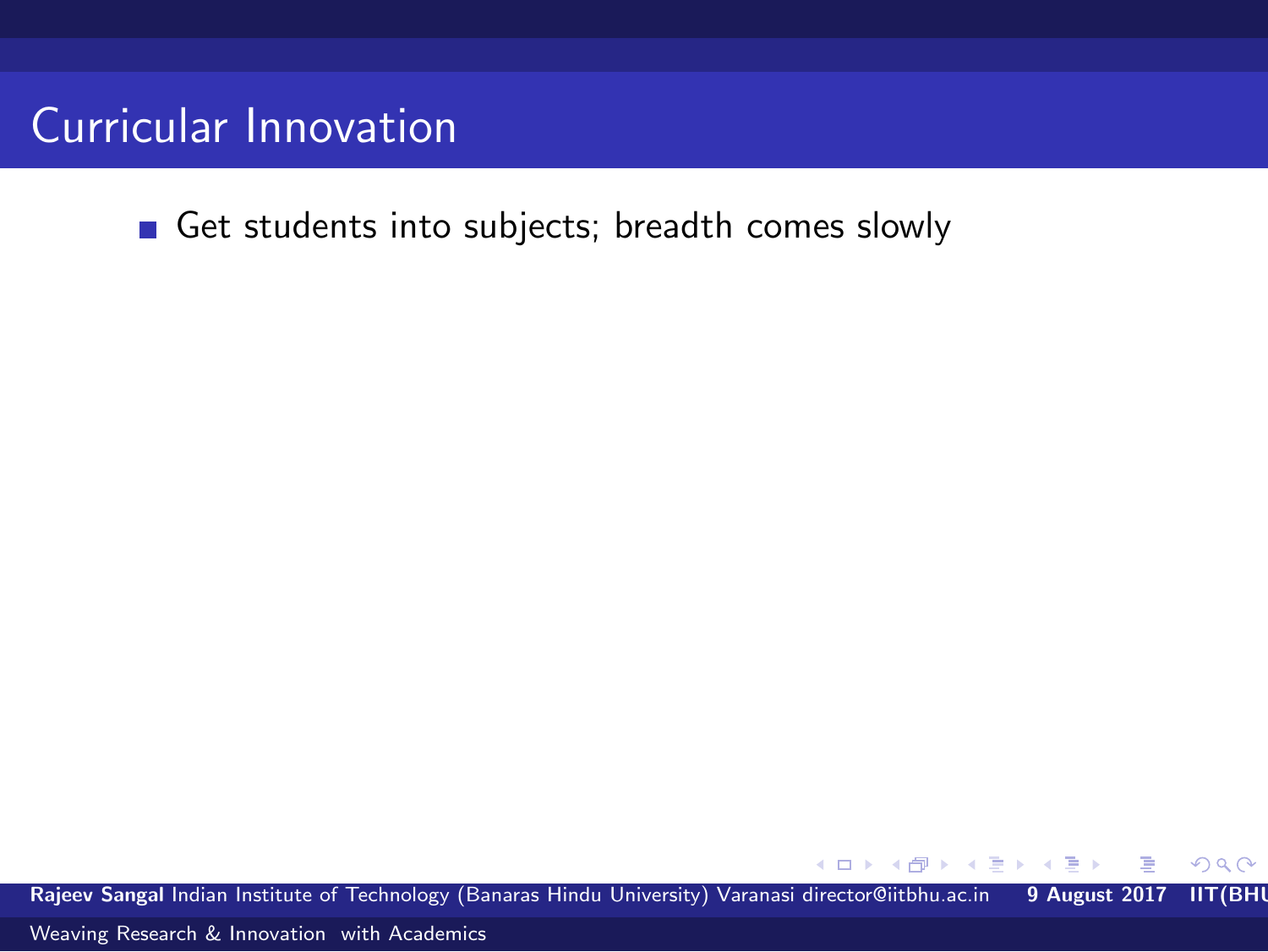# Curricular Innovation

- Get students into subjects; breadth comes slowly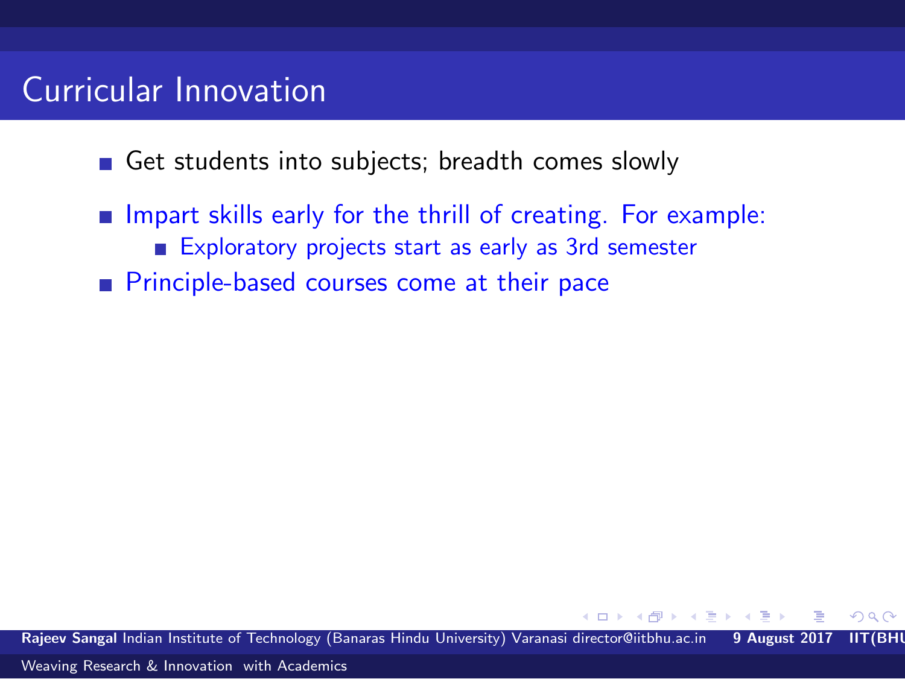# Curricular Innovation

- Get students into subjects; breadth comes slowly
- Impart skills early for the thrill of creating. For example:
  - Exploratory projects start as early as 3rd semester
- Principle-based courses come at their pace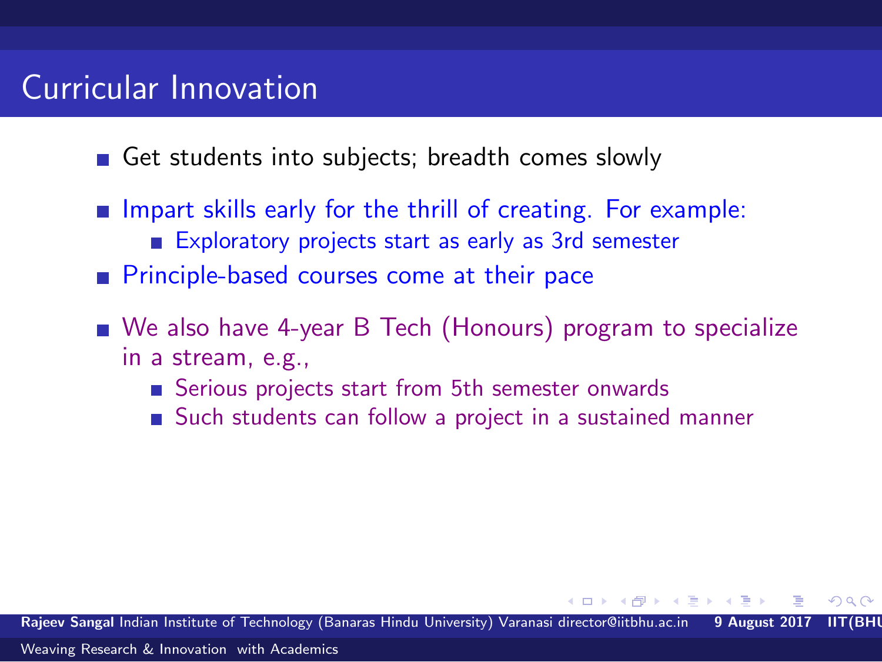# Curricular Innovation

- Get students into subjects; breadth comes slowly
- Impart skills early for the thrill of creating. For example:
  - Exploratory projects start as early as 3rd semester
- Principle-based courses come at their pace
- We also have 4-year B Tech (Honours) program to specialize in a stream, e.g.,
  - Serious projects start from 5th semester onwards
  - Such students can follow a project in a sustained manner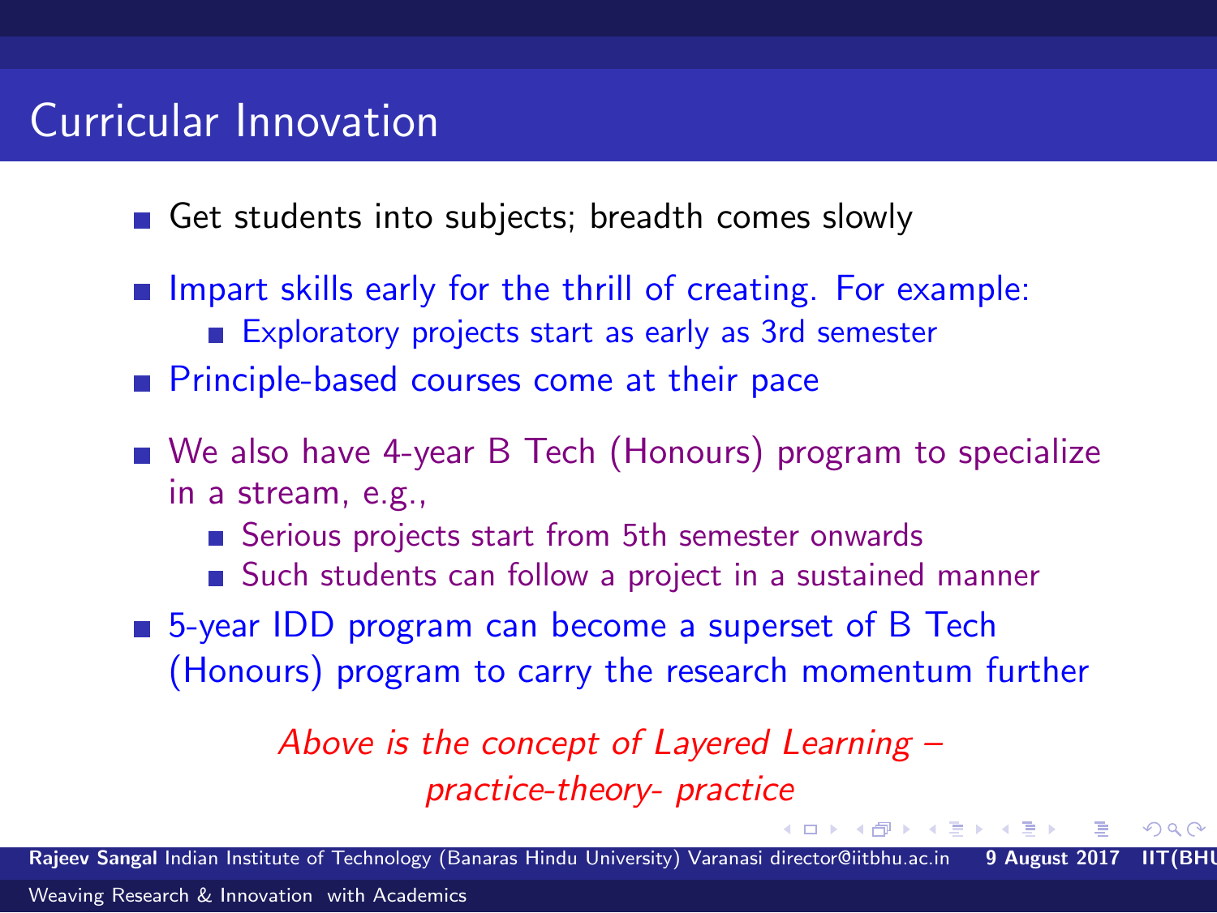# Curricular Innovation

- Get students into subjects; breadth comes slowly
- Impart skills early for the thrill of creating. For example:
  - Exploratory projects start as early as 3rd semester
- Principle-based courses come at their pace
- We also have 4-year B Tech (Honours) program to specialize in a stream, e.g.,
  - Serious projects start from 5th semester onwards
  - Such students can follow a project in a sustained manner
- 5-year IDD program can become a superset of B Tech (Honours) program to carry the research momentum further

*Above is the concept of Layered Learning – practice-theory- practice*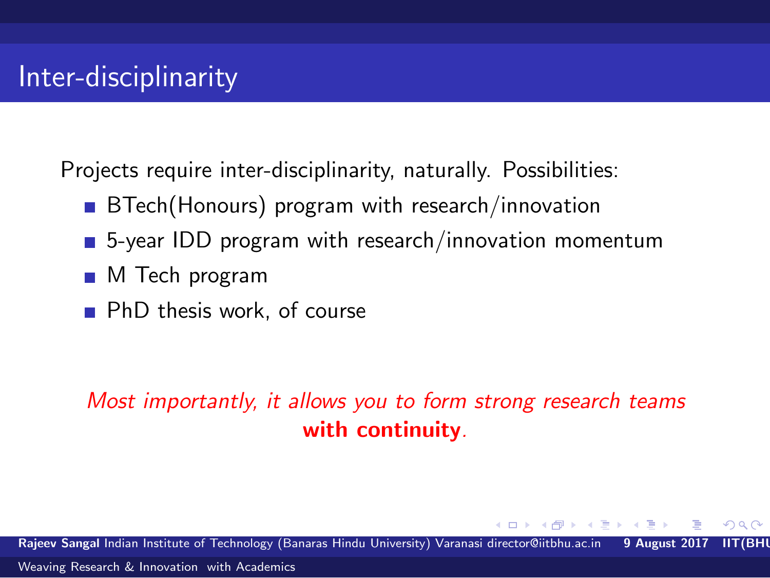# Inter-disciplinarity

Projects require inter-disciplinarity, naturally. Possibilities:

- BTech(Honours) program with research/innovation
- 5-year IDD program with research/innovation momentum
- M Tech program
- PhD thesis work, of course

*Most importantly, it allows you to form strong research teams* ***with continuity****.*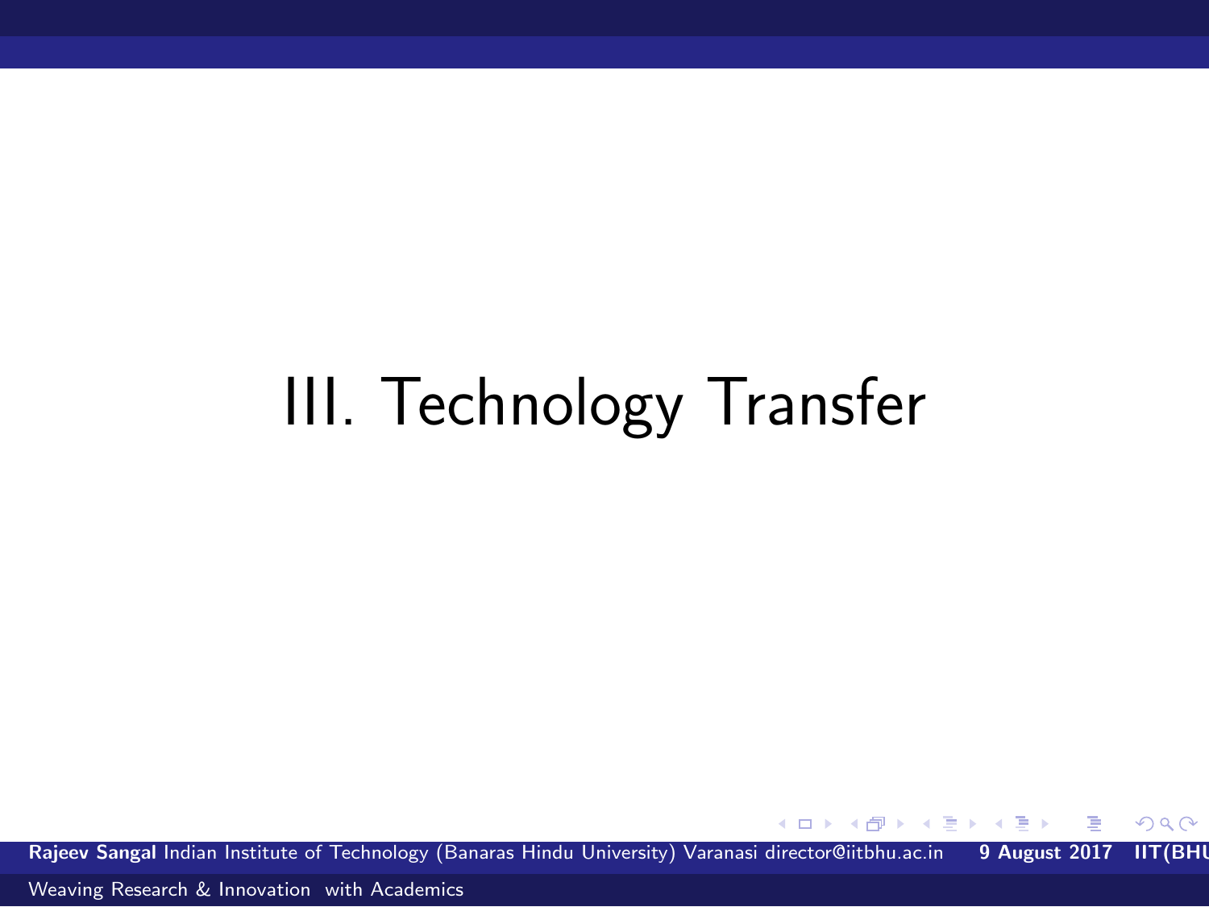# III. Technology Transfer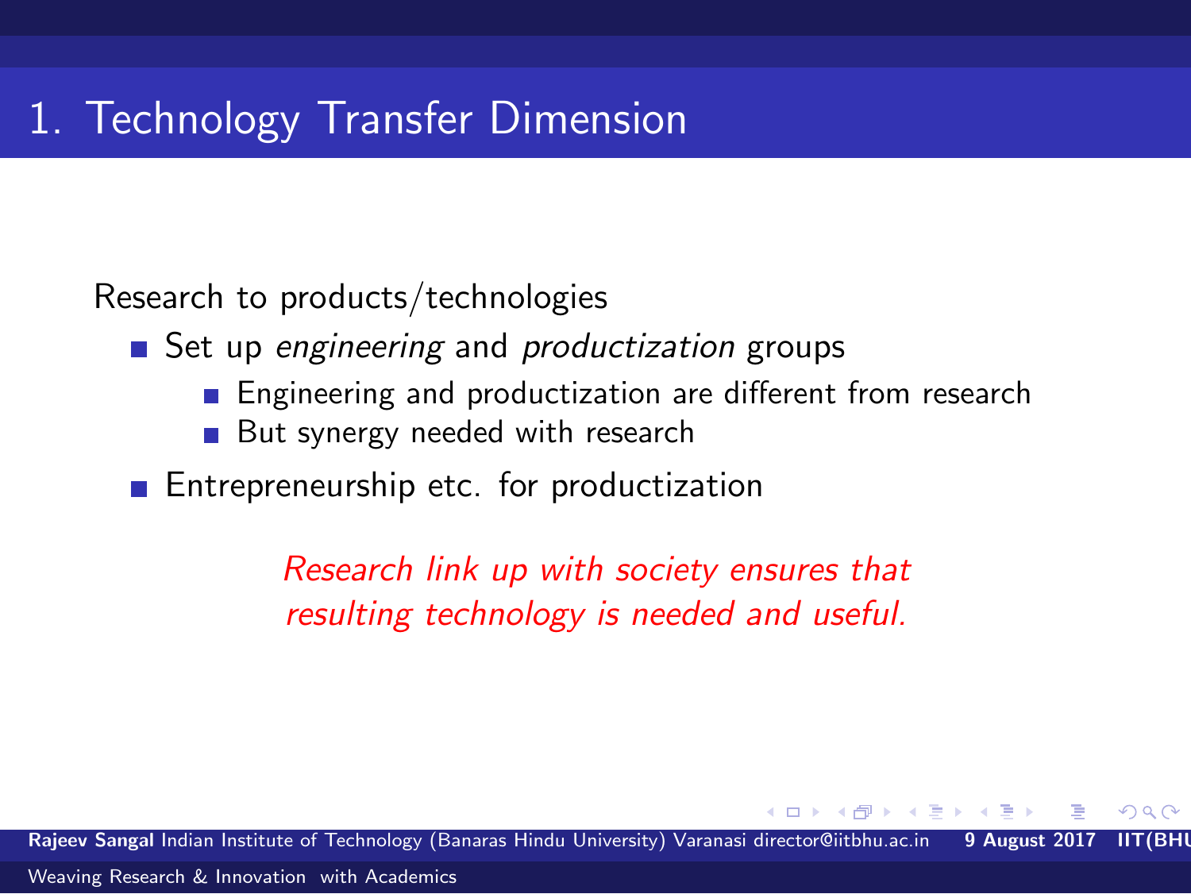# 1. Technology Transfer Dimension

Research to products/technologies

- Set up *engineering* and *productization* groups
  - Engineering and productization are different from research
  - But synergy needed with research
- Entrepreneurship etc. for productization

*Research link up with society ensures that resulting technology is needed and useful.*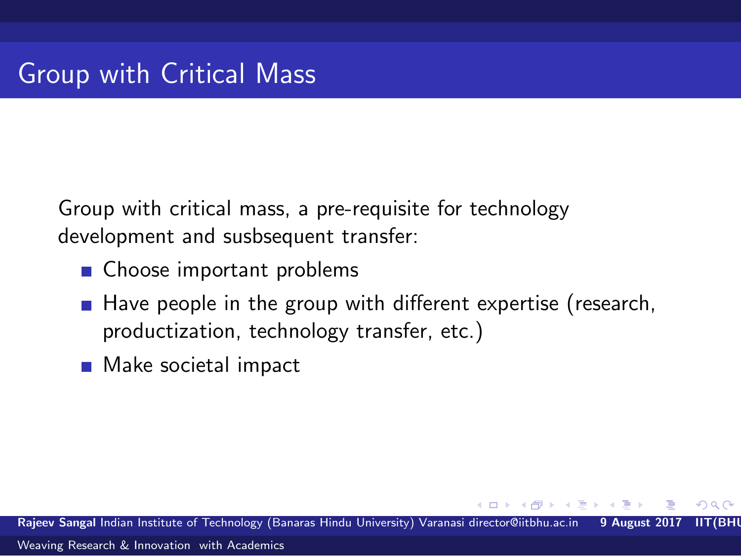# Group with Critical Mass

Group with critical mass, a pre-requisite for technology development and susbsequent transfer:

- Choose important problems
- Have people in the group with different expertise (research, productization, technology transfer, etc.)
- Make societal impact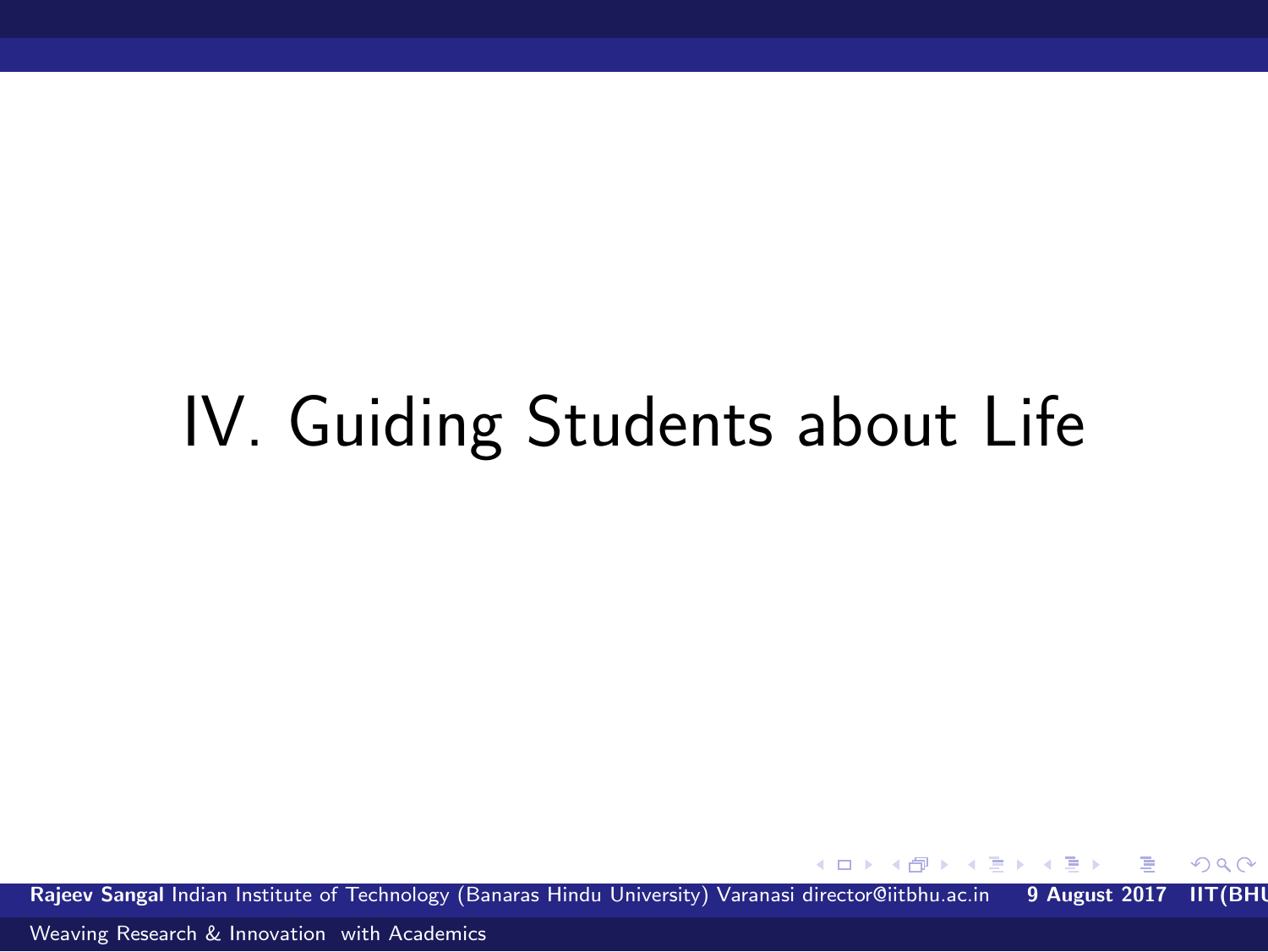# IV. Guiding Students about Life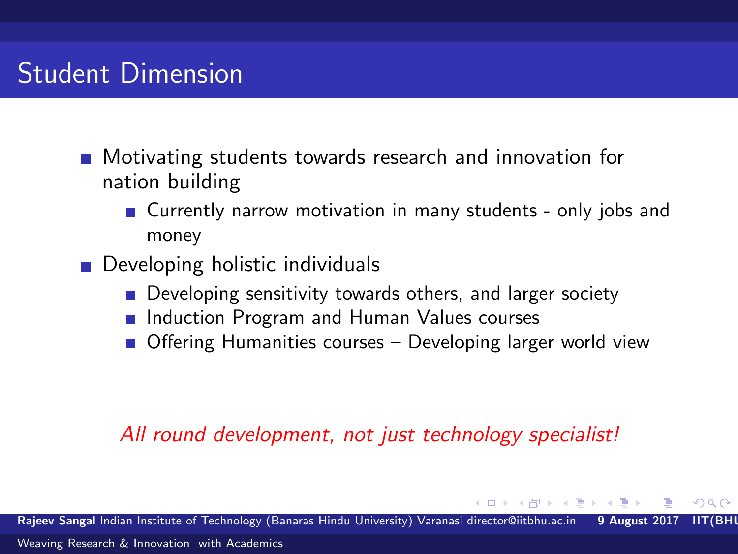# Student Dimension

- Motivating students towards research and innovation for nation building
  - Currently narrow motivation in many students - only jobs and money
- Developing holistic individuals
  - Developing sensitivity towards others, and larger society
  - Induction Program and Human Values courses
  - Offering Humanities courses – Developing larger world view

*All round development, not just technology specialist!*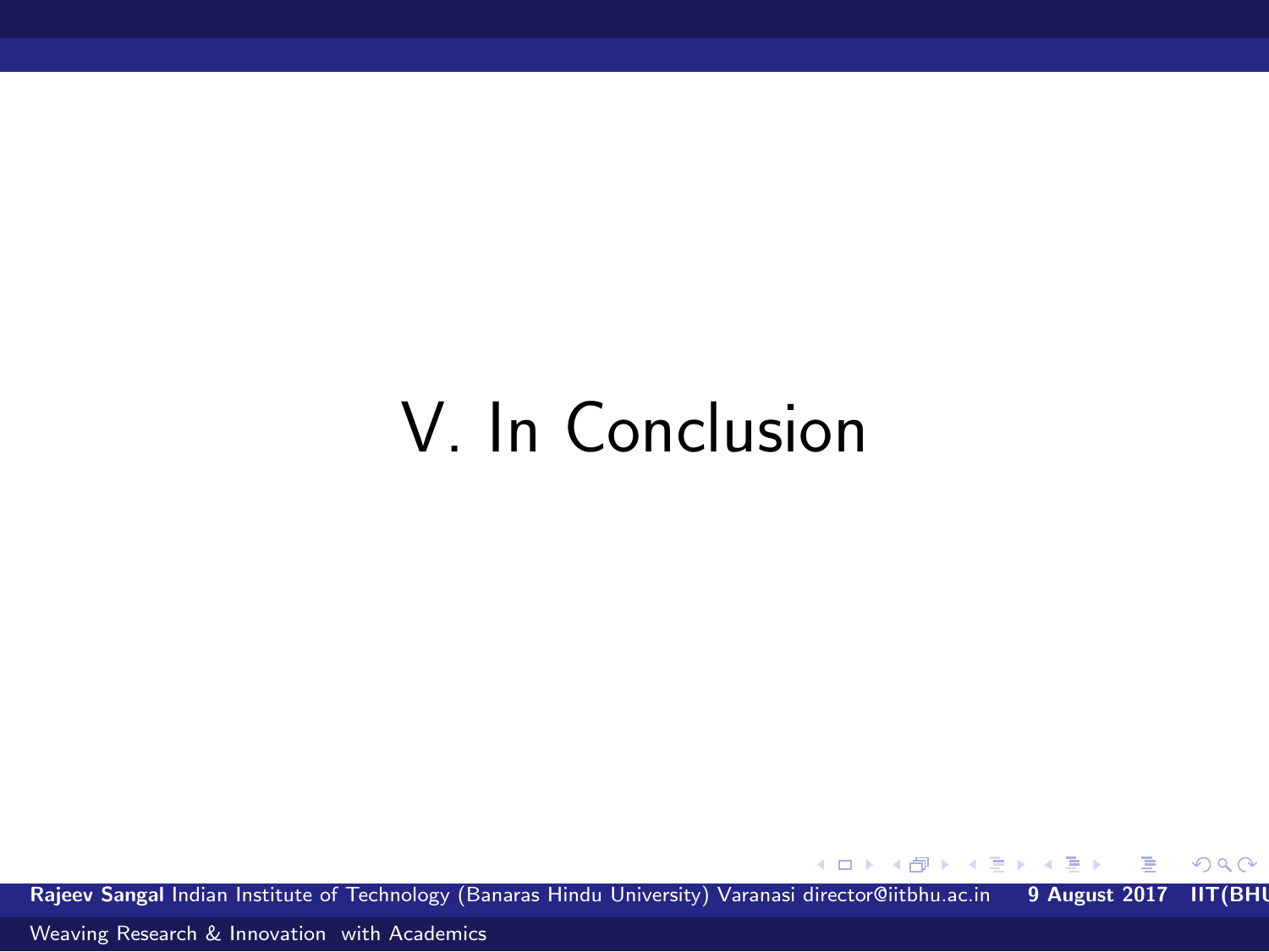# V. In Conclusion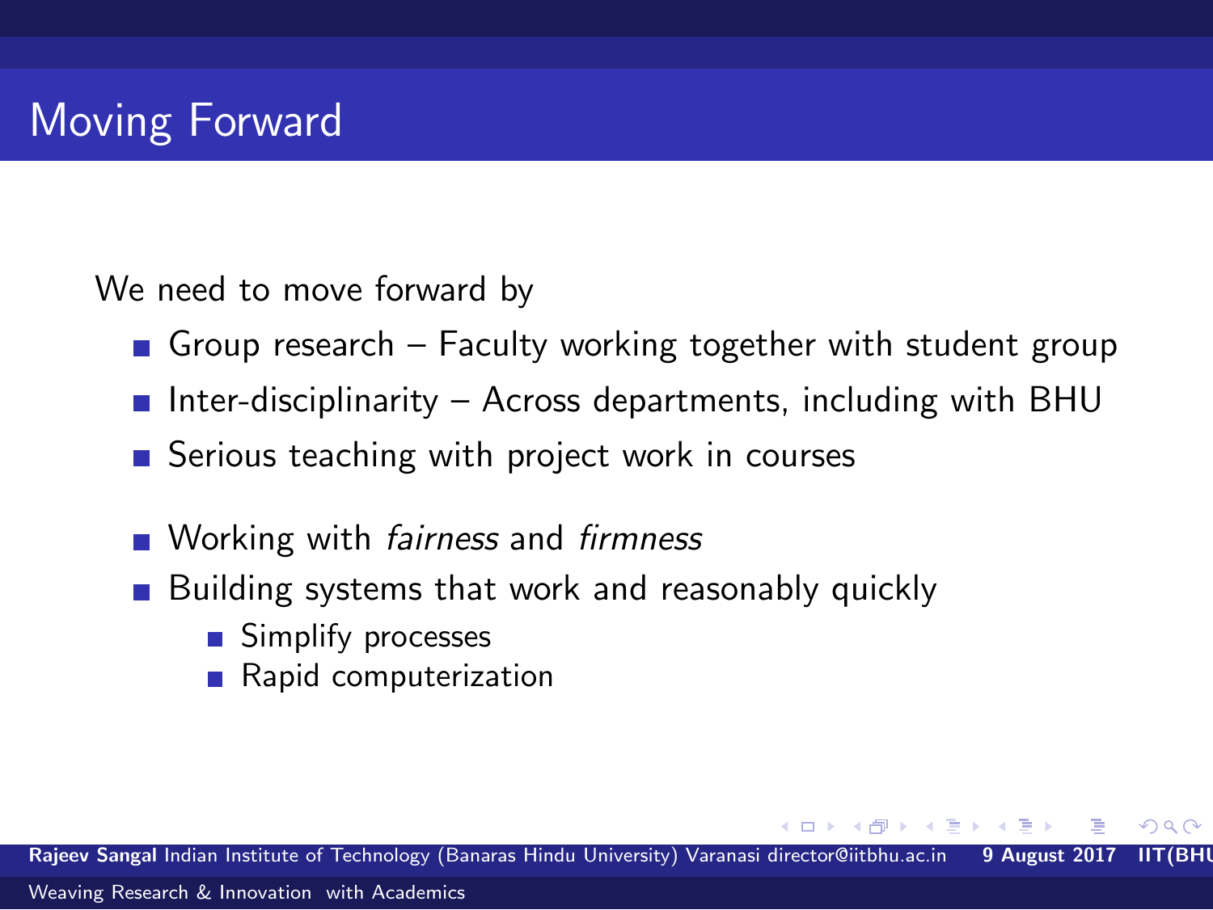# Moving Forward

We need to move forward by

- Group research – Faculty working together with student group
- Inter-disciplinarity – Across departments, including with BHU
- Serious teaching with project work in courses

- Working with *fairness* and *firmness*
- Building systems that work and reasonably quickly
  - Simplify processes
  - Rapid computerization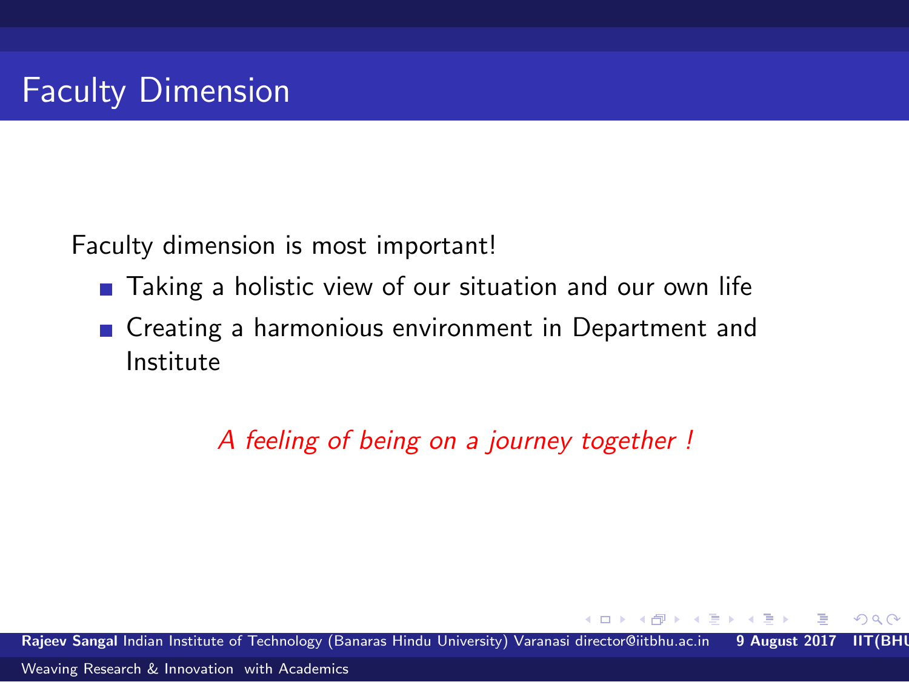# Faculty Dimension

Faculty dimension is most important!

- Taking a holistic view of our situation and our own life
- Creating a harmonious environment in Department and Institute

*A feeling of being on a journey together !*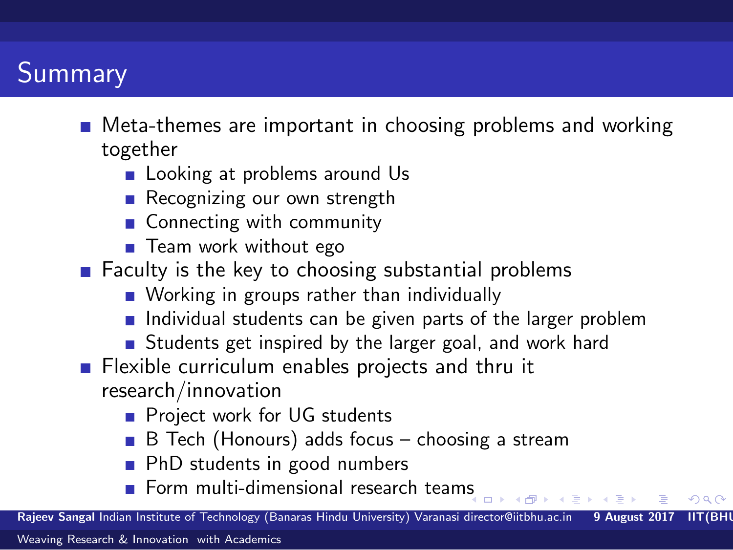# Summary

- Meta-themes are important in choosing problems and working together
  - Looking at problems around Us
  - Recognizing our own strength
  - Connecting with community
  - Team work without ego
- Faculty is the key to choosing substantial problems
  - Working in groups rather than individually
  - Individual students can be given parts of the larger problem
  - Students get inspired by the larger goal, and work hard
- Flexible curriculum enables projects and thru it research/innovation
  - Project work for UG students
  - B Tech (Honours) adds focus – choosing a stream
  - PhD students in good numbers
  - Form multi-dimensional research teams